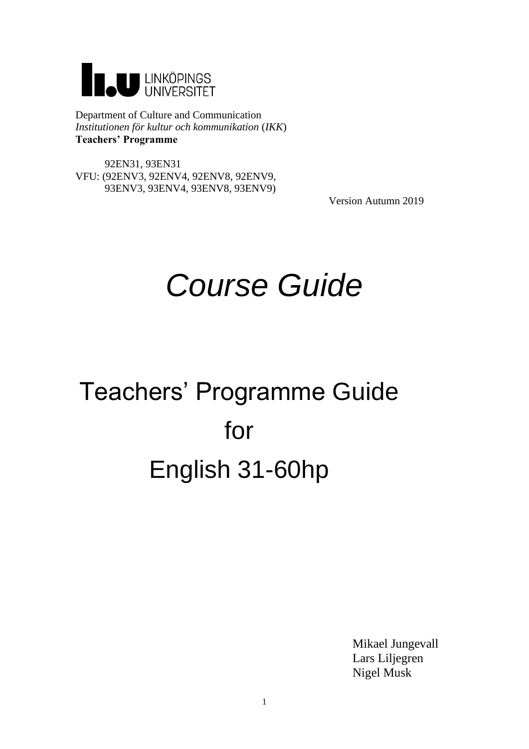LINKÖPINGS UNIVERSITET

Department of Culture and Communication
*Institutionen för kultur och kommunikation* (*IKK*)
**Teachers' Programme**

92EN31, 93EN31
VFU: (92ENV3, 92ENV4, 92ENV8, 92ENV9,
93ENV3, 93ENV4, 93ENV8, 93ENV9)

Version Autumn 2019

# *Course Guide*

# Teachers' Programme Guide for English 31-60hp

Mikael Jungevall
Lars Liljegren
Nigel Musk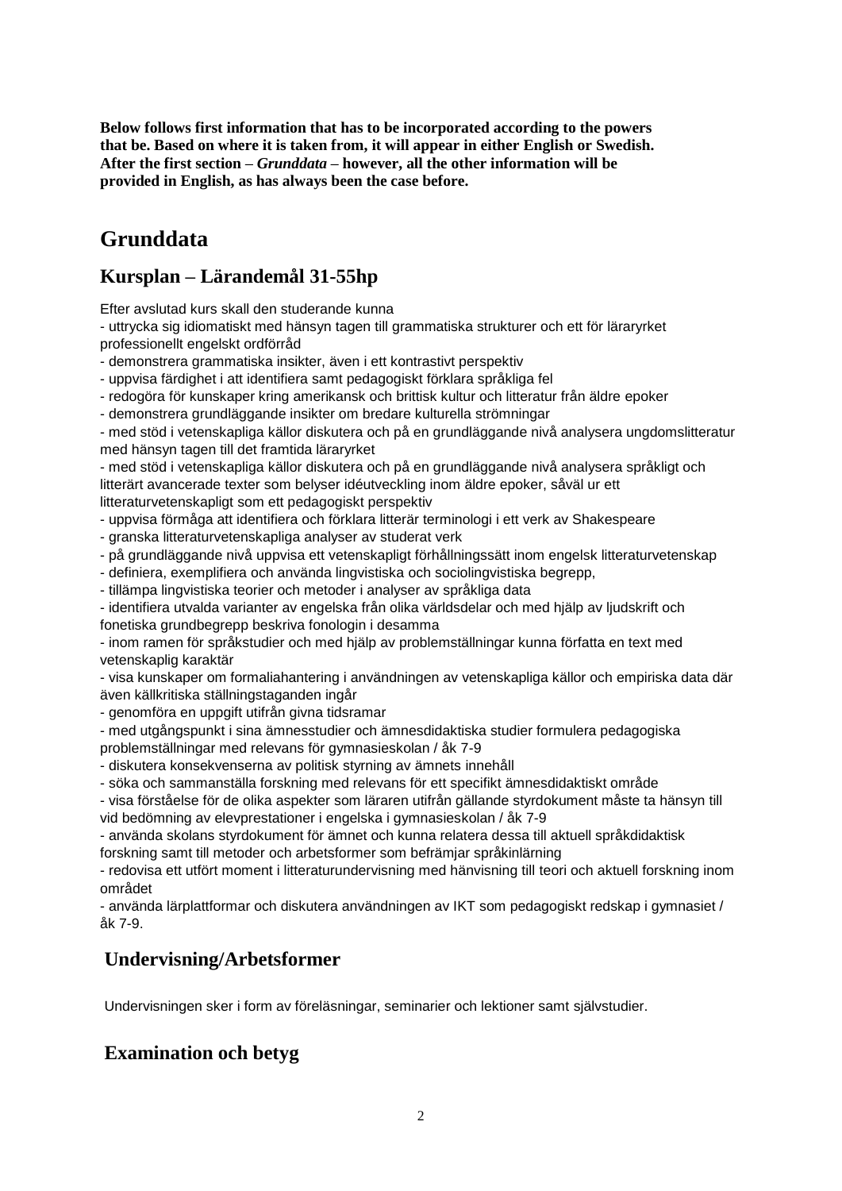**Below follows first information that has to be incorporated according to the powers that be. Based on where it is taken from, it will appear in either English or Swedish. After the first section –** ***Grunddata*** **– however, all the other information will be provided in English, as has always been the case before.**

# Grunddata

## Kursplan – Lärandemål 31-55hp

Efter avslutad kurs skall den studerande kunna
- uttrycka sig idiomatiskt med hänsyn tagen till grammatiska strukturer och ett för läraryrket professionellt engelskt ordförråd
- demonstrera grammatiska insikter, även i ett kontrastivt perspektiv
- uppvisa färdighet i att identifiera samt pedagogiskt förklara språkliga fel
- redogöra för kunskaper kring amerikansk och brittisk kultur och litteratur från äldre epoker
- demonstrera grundläggande insikter om bredare kulturella strömningar
- med stöd i vetenskapliga källor diskutera och på en grundläggande nivå analysera ungdomslitteratur med hänsyn tagen till det framtida läraryrket
- med stöd i vetenskapliga källor diskutera och på en grundläggande nivå analysera språkligt och litterärt avancerade texter som belyser idéutveckling inom äldre epoker, såväl ur ett litteraturvetenskapligt som ett pedagogiskt perspektiv
- uppvisa förmåga att identifiera och förklara litterär terminologi i ett verk av Shakespeare
- granska litteraturvetenskapliga analyser av studerat verk
- på grundläggande nivå uppvisa ett vetenskapligt förhållningssätt inom engelsk litteraturvetenskap
- definiera, exemplifiera och använda lingvistiska och sociolingvistiska begrepp,
- tillämpa lingvistiska teorier och metoder i analyser av språkliga data
- identifiera utvalda varianter av engelska från olika världsdelar och med hjälp av ljudskrift och fonetiska grundbegrepp beskriva fonologin i desamma
- inom ramen för språkstudier och med hjälp av problemställningar kunna författa en text med vetenskaplig karaktär
- visa kunskaper om formaliahantering i användningen av vetenskapliga källor och empiriska data där även källkritiska ställningstaganden ingår
- genomföra en uppgift utifrån givna tidsramar
- med utgångspunkt i sina ämnesstudier och ämnesdidaktiska studier formulera pedagogiska problemställningar med relevans för gymnasieskolan / åk 7-9
- diskutera konsekvenserna av politisk styrning av ämnets innehåll
- söka och sammanställa forskning med relevans för ett specifikt ämnesdidaktiskt område
- visa förståelse för de olika aspekter som läraren utifrån gällande styrdokument måste ta hänsyn till vid bedömning av elevprestationer i engelska i gymnasieskolan / åk 7-9
- använda skolans styrdokument för ämnet och kunna relatera dessa till aktuell språkdidaktisk forskning samt till metoder och arbetsformer som befrämjar språkinlärning
- redovisa ett utfört moment i litteraturundervisning med hänvisning till teori och aktuell forskning inom området
- använda lärplattformar och diskutera användningen av IKT som pedagogiskt redskap i gymnasiet / åk 7-9.

## Undervisning/Arbetsformer

Undervisningen sker i form av föreläsningar, seminarier och lektioner samt självstudier.

## Examination och betyg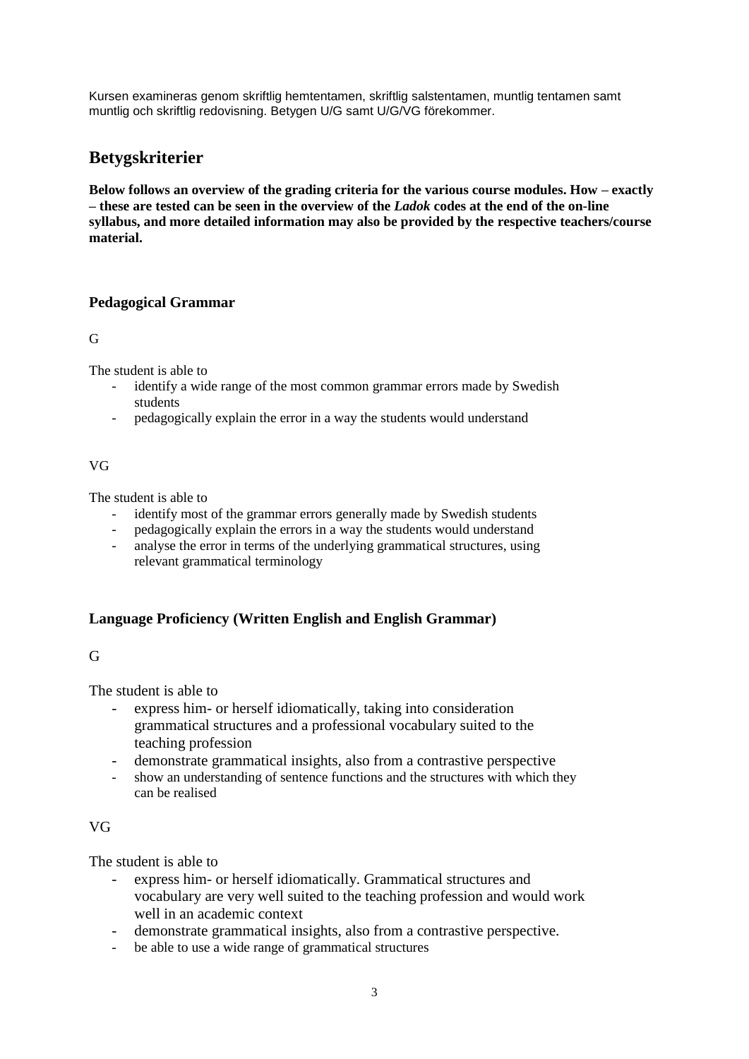Kursen examineras genom skriftlig hemtentamen, skriftlig salstentamen, muntlig tentamen samt muntlig och skriftlig redovisning. Betygen U/G samt U/G/VG förekommer.

## Betygskriterier

**Below follows an overview of the grading criteria for the various course modules. How – exactly – these are tested can be seen in the overview of the *Ladok* codes at the end of the on-line syllabus, and more detailed information may also be provided by the respective teachers/course material.**

### Pedagogical Grammar

G

The student is able to

- identify a wide range of the most common grammar errors made by Swedish students
- pedagogically explain the error in a way the students would understand

VG

The student is able to

- identify most of the grammar errors generally made by Swedish students
- pedagogically explain the errors in a way the students would understand
- analyse the error in terms of the underlying grammatical structures, using relevant grammatical terminology

### Language Proficiency (Written English and English Grammar)

G

The student is able to

- express him- or herself idiomatically, taking into consideration grammatical structures and a professional vocabulary suited to the teaching profession
- demonstrate grammatical insights, also from a contrastive perspective
- show an understanding of sentence functions and the structures with which they can be realised

VG

The student is able to

- express him- or herself idiomatically. Grammatical structures and vocabulary are very well suited to the teaching profession and would work well in an academic context
- demonstrate grammatical insights, also from a contrastive perspective.
- be able to use a wide range of grammatical structures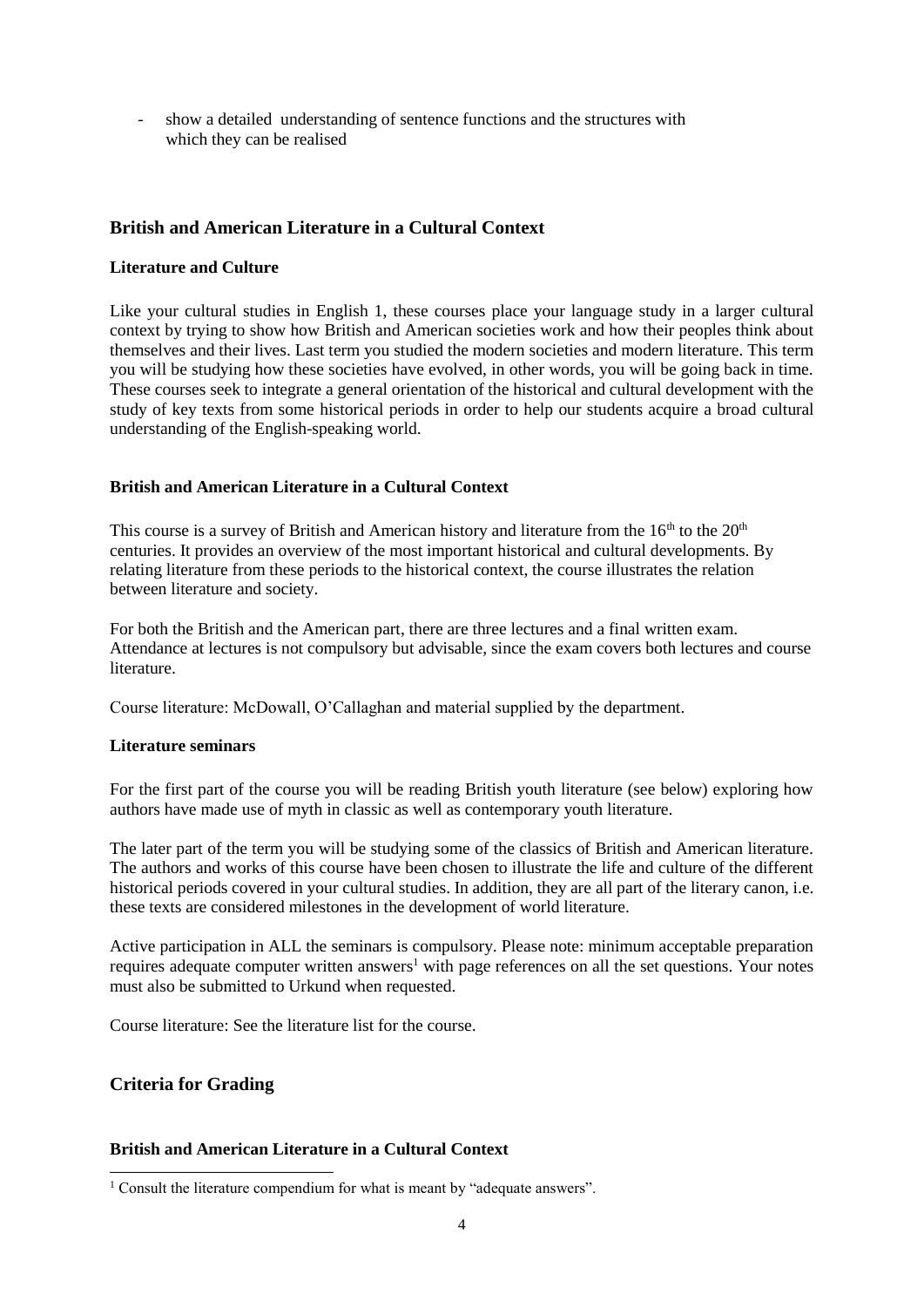- show a detailed understanding of sentence functions and the structures with which they can be realised

## British and American Literature in a Cultural Context

### Literature and Culture

Like your cultural studies in English 1, these courses place your language study in a larger cultural context by trying to show how British and American societies work and how their peoples think about themselves and their lives. Last term you studied the modern societies and modern literature. This term you will be studying how these societies have evolved, in other words, you will be going back in time. These courses seek to integrate a general orientation of the historical and cultural development with the study of key texts from some historical periods in order to help our students acquire a broad cultural understanding of the English-speaking world.

### British and American Literature in a Cultural Context

This course is a survey of British and American history and literature from the 16th to the 20th centuries. It provides an overview of the most important historical and cultural developments. By relating literature from these periods to the historical context, the course illustrates the relation between literature and society.

For both the British and the American part, there are three lectures and a final written exam. Attendance at lectures is not compulsory but advisable, since the exam covers both lectures and course literature.

Course literature: McDowall, O'Callaghan and material supplied by the department.

### Literature seminars

For the first part of the course you will be reading British youth literature (see below) exploring how authors have made use of myth in classic as well as contemporary youth literature.

The later part of the term you will be studying some of the classics of British and American literature. The authors and works of this course have been chosen to illustrate the life and culture of the different historical periods covered in your cultural studies. In addition, they are all part of the literary canon, i.e. these texts are considered milestones in the development of world literature.

Active participation in ALL the seminars is compulsory. Please note: minimum acceptable preparation requires adequate computer written answers[1] with page references on all the set questions. Your notes must also be submitted to Urkund when requested.

Course literature: See the literature list for the course.

## Criteria for Grading

### British and American Literature in a Cultural Context

[1] Consult the literature compendium for what is meant by "adequate answers".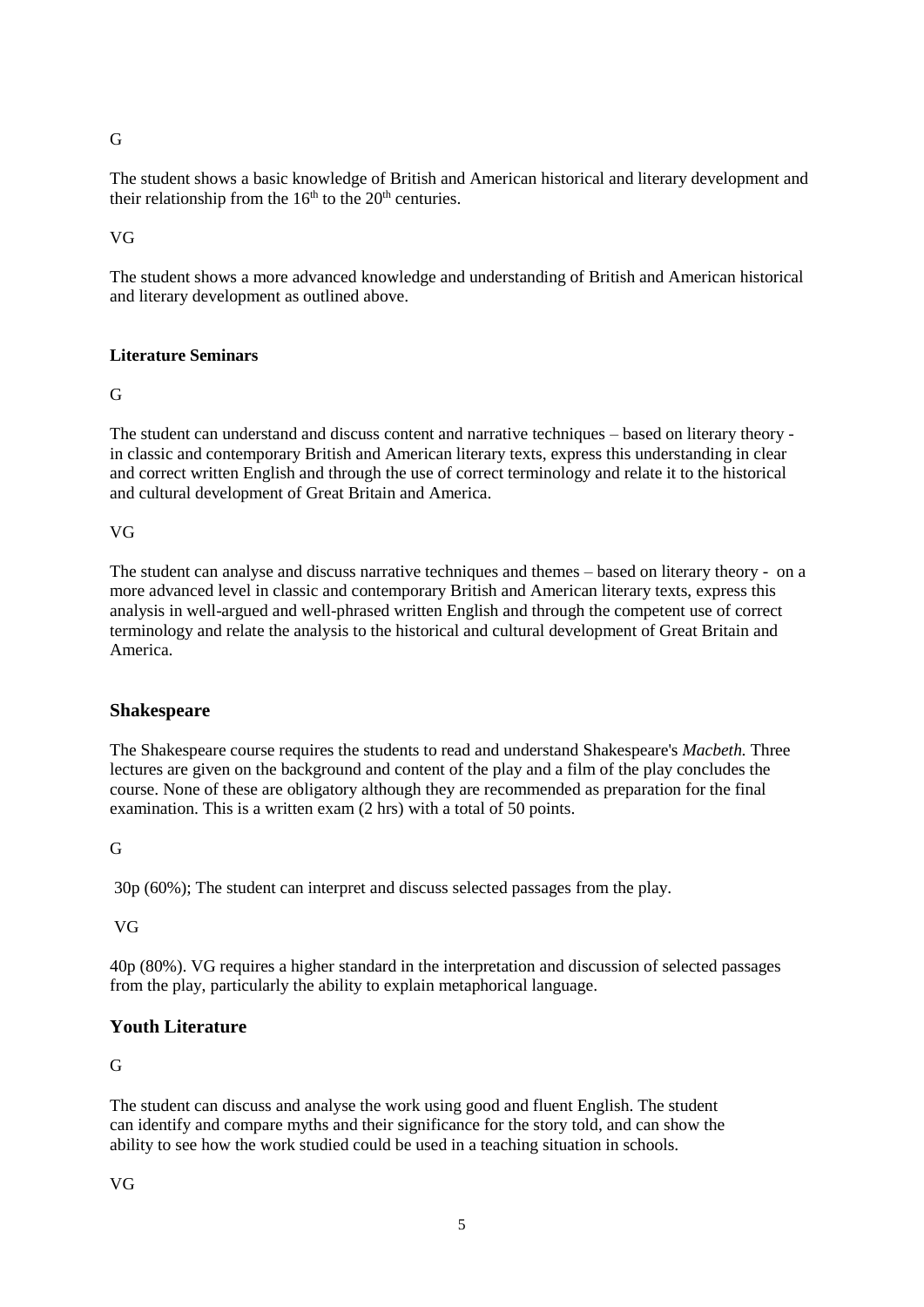G

The student shows a basic knowledge of British and American historical and literary development and their relationship from the $16^{th}$ to the $20^{th}$ centuries.

VG

The student shows a more advanced knowledge and understanding of British and American historical and literary development as outlined above.

**Literature Seminars**

G

The student can understand and discuss content and narrative techniques – based on literary theory - in classic and contemporary British and American literary texts, express this understanding in clear and correct written English and through the use of correct terminology and relate it to the historical and cultural development of Great Britain and America.

VG

The student can analyse and discuss narrative techniques and themes – based on literary theory - on a more advanced level in classic and contemporary British and American literary texts, express this analysis in well-argued and well-phrased written English and through the competent use of correct terminology and relate the analysis to the historical and cultural development of Great Britain and America.

## Shakespeare

The Shakespeare course requires the students to read and understand Shakespeare's *Macbeth.* Three lectures are given on the background and content of the play and a film of the play concludes the course. None of these are obligatory although they are recommended as preparation for the final examination. This is a written exam (2 hrs) with a total of 50 points.

G

30p (60%); The student can interpret and discuss selected passages from the play.

VG

40p (80%). VG requires a higher standard in the interpretation and discussion of selected passages from the play, particularly the ability to explain metaphorical language.

## Youth Literature

G

The student can discuss and analyse the work using good and fluent English. The student can identify and compare myths and their significance for the story told, and can show the ability to see how the work studied could be used in a teaching situation in schools.

VG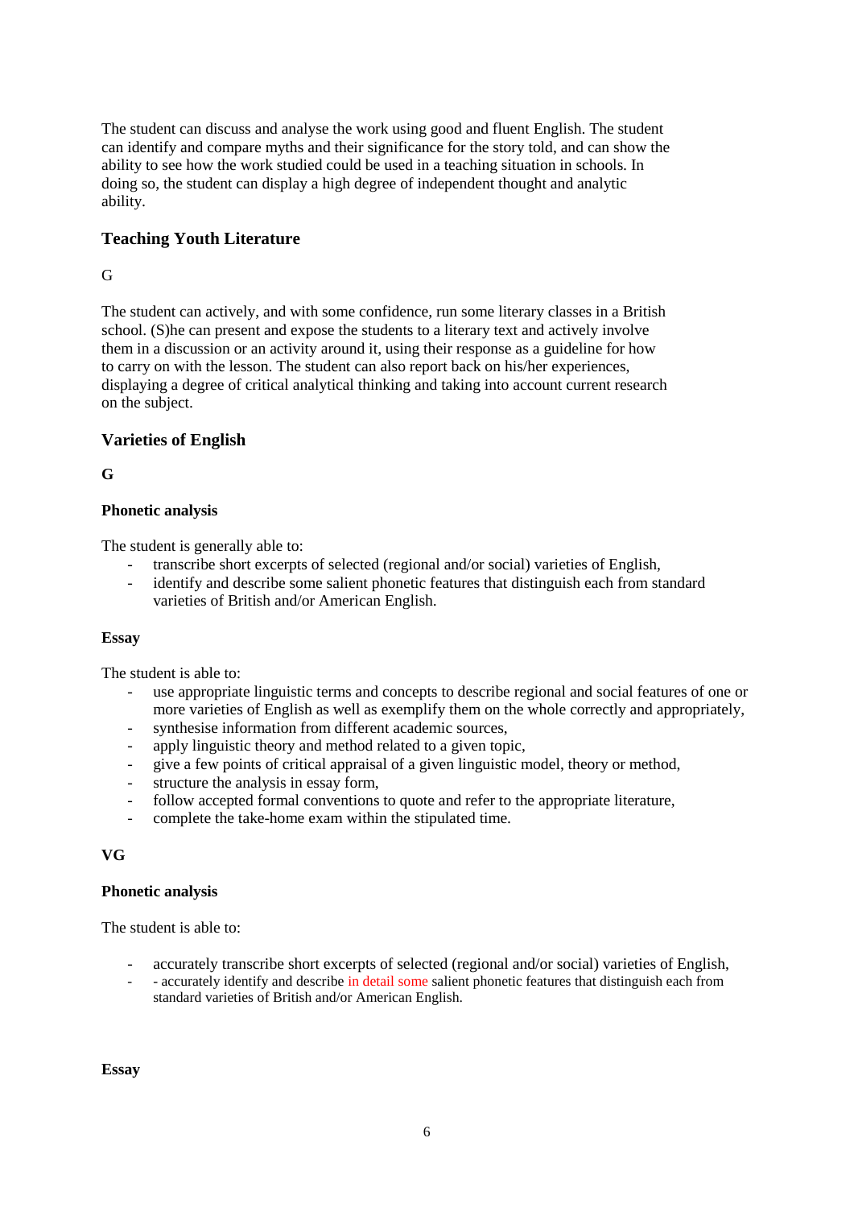The student can discuss and analyse the work using good and fluent English. The student can identify and compare myths and their significance for the story told, and can show the ability to see how the work studied could be used in a teaching situation in schools. In doing so, the student can display a high degree of independent thought and analytic ability.

## Teaching Youth Literature

G

The student can actively, and with some confidence, run some literary classes in a British school. (S)he can present and expose the students to a literary text and actively involve them in a discussion or an activity around it, using their response as a guideline for how to carry on with the lesson. The student can also report back on his/her experiences, displaying a degree of critical analytical thinking and taking into account current research on the subject.

## Varieties of English

**G**

**Phonetic analysis**

The student is generally able to:

- transcribe short excerpts of selected (regional and/or social) varieties of English,
- identify and describe some salient phonetic features that distinguish each from standard varieties of British and/or American English.

**Essay**

The student is able to:

- use appropriate linguistic terms and concepts to describe regional and social features of one or more varieties of English as well as exemplify them on the whole correctly and appropriately,
- synthesise information from different academic sources,
- apply linguistic theory and method related to a given topic,
- give a few points of critical appraisal of a given linguistic model, theory or method,
- structure the analysis in essay form,
- follow accepted formal conventions to quote and refer to the appropriate literature,
- complete the take-home exam within the stipulated time.

**VG**

**Phonetic analysis**

The student is able to:

- accurately transcribe short excerpts of selected (regional and/or social) varieties of English,
- - accurately identify and describe in detail some salient phonetic features that distinguish each from standard varieties of British and/or American English.

**Essay**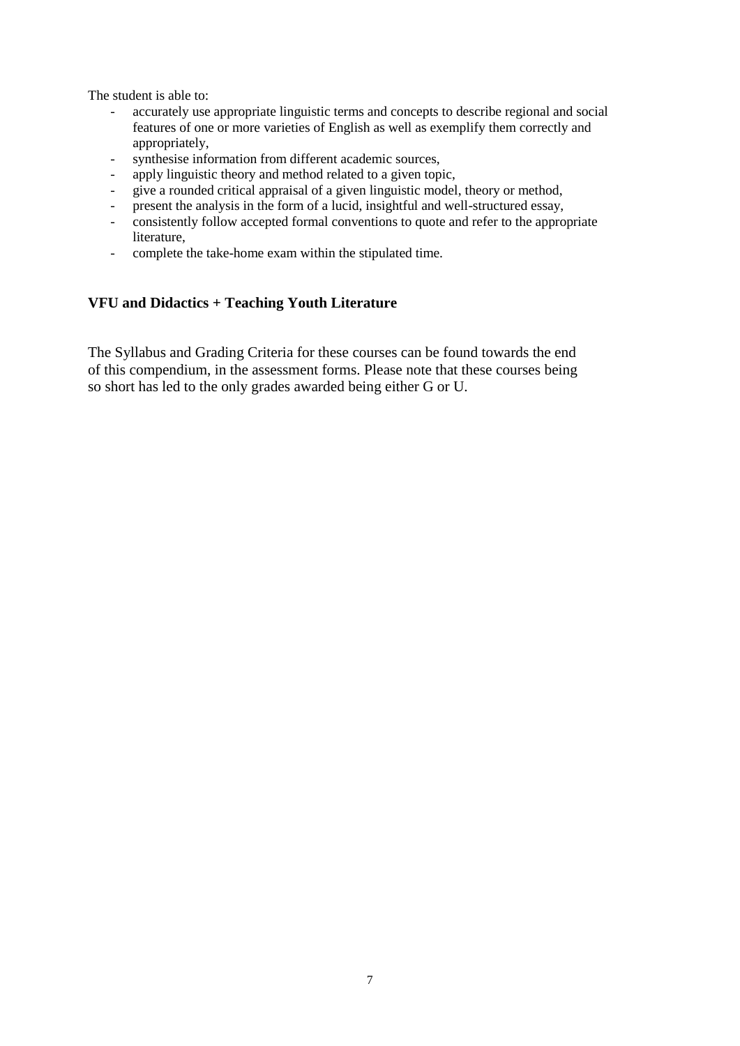The student is able to:

- accurately use appropriate linguistic terms and concepts to describe regional and social features of one or more varieties of English as well as exemplify them correctly and appropriately,
- synthesise information from different academic sources,
- apply linguistic theory and method related to a given topic,
- give a rounded critical appraisal of a given linguistic model, theory or method,
- present the analysis in the form of a lucid, insightful and well-structured essay,
- consistently follow accepted formal conventions to quote and refer to the appropriate literature,
- complete the take-home exam within the stipulated time.

### VFU and Didactics + Teaching Youth Literature

The Syllabus and Grading Criteria for these courses can be found towards the end of this compendium, in the assessment forms. Please note that these courses being so short has led to the only grades awarded being either G or U.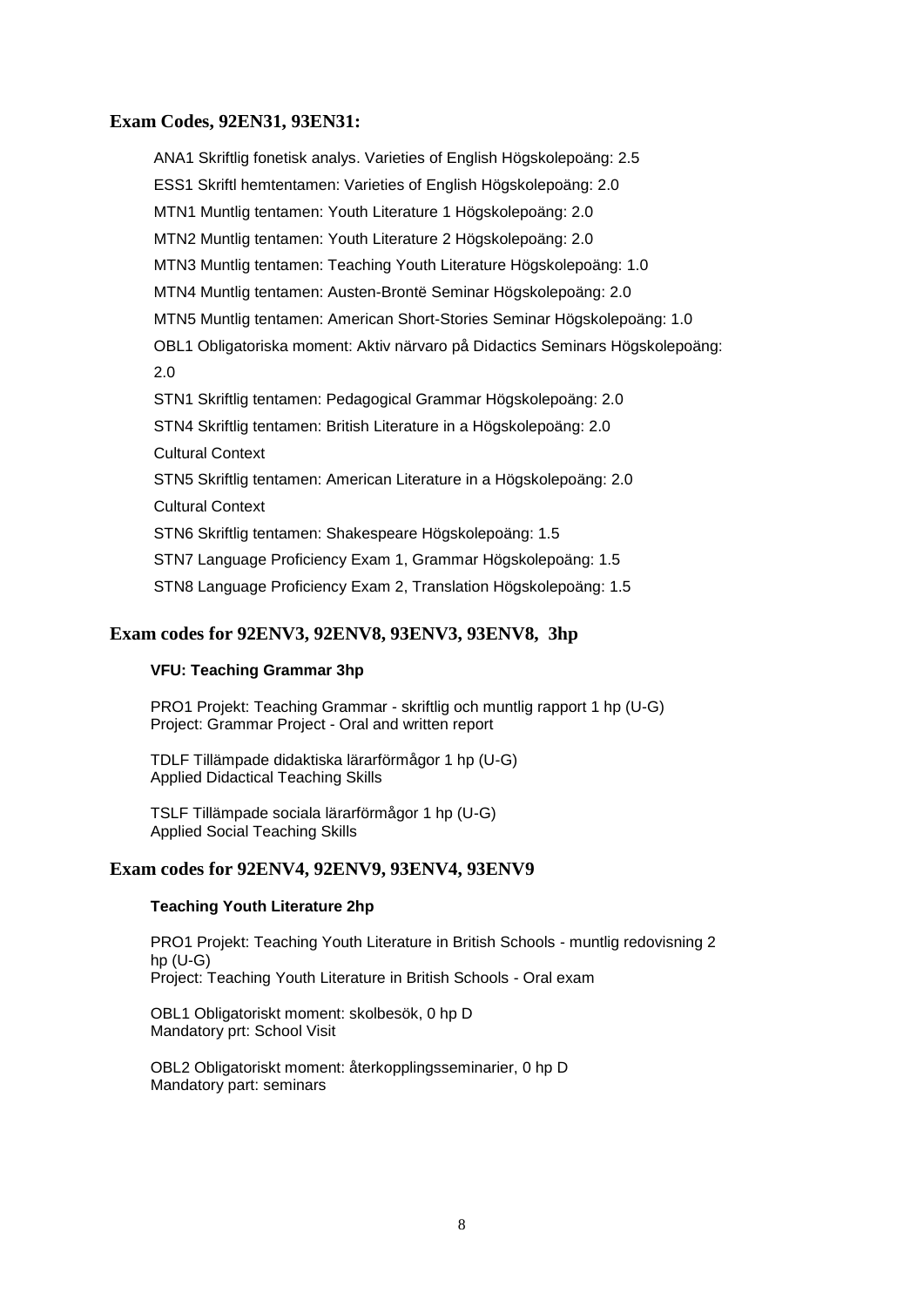## Exam Codes, 92EN31, 93EN31:

ANA1 Skriftlig fonetisk analys. Varieties of English Högskolepoäng: 2.5

ESS1 Skriftl hemtentamen: Varieties of English Högskolepoäng: 2.0

MTN1 Muntlig tentamen: Youth Literature 1 Högskolepoäng: 2.0

MTN2 Muntlig tentamen: Youth Literature 2 Högskolepoäng: 2.0

MTN3 Muntlig tentamen: Teaching Youth Literature Högskolepoäng: 1.0

MTN4 Muntlig tentamen: Austen-Brontë Seminar Högskolepoäng: 2.0

MTN5 Muntlig tentamen: American Short-Stories Seminar Högskolepoäng: 1.0

OBL1 Obligatoriska moment: Aktiv närvaro på Didactics Seminars Högskolepoäng: 2.0

STN1 Skriftlig tentamen: Pedagogical Grammar Högskolepoäng: 2.0

STN4 Skriftlig tentamen: British Literature in a Cultural Context Högskolepoäng: 2.0

STN5 Skriftlig tentamen: American Literature in a Cultural Context Högskolepoäng: 2.0

STN6 Skriftlig tentamen: Shakespeare Högskolepoäng: 1.5

STN7 Language Proficiency Exam 1, Grammar Högskolepoäng: 1.5

STN8 Language Proficiency Exam 2, Translation Högskolepoäng: 1.5

## Exam codes for 92ENV3, 92ENV8, 93ENV3, 93ENV8, 3hp

**VFU: Teaching Grammar 3hp**

PRO1 Projekt: Teaching Grammar - skriftlig och muntlig rapport 1 hp (U-G)
Project: Grammar Project - Oral and written report

TDLF Tillämpade didaktiska lärarförmågor 1 hp (U-G)
Applied Didactical Teaching Skills

TSLF Tillämpade sociala lärarförmågor 1 hp (U-G)
Applied Social Teaching Skills

## Exam codes for 92ENV4, 92ENV9, 93ENV4, 93ENV9

**Teaching Youth Literature 2hp**

PRO1 Projekt: Teaching Youth Literature in British Schools - muntlig redovisning 2 hp (U-G)
Project: Teaching Youth Literature in British Schools - Oral exam

OBL1 Obligatoriskt moment: skolbesök, 0 hp D
Mandatory prt: School Visit

OBL2 Obligatoriskt moment: återkopplingsseminarier, 0 hp D
Mandatory part: seminars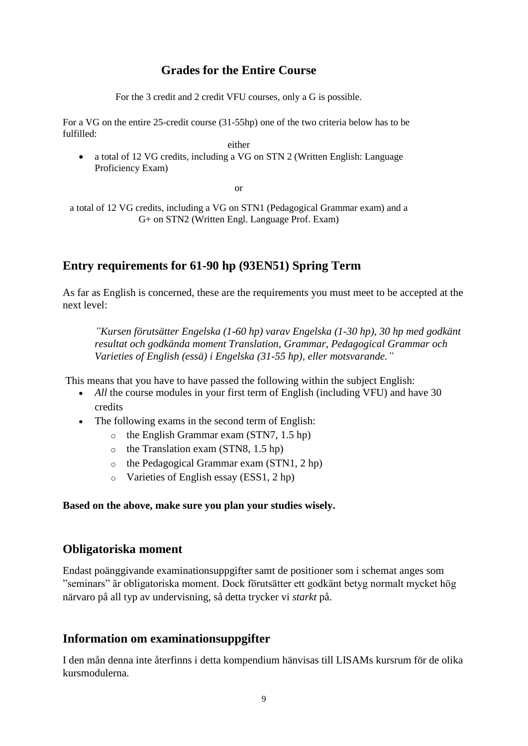## Grades for the Entire Course

For the 3 credit and 2 credit VFU courses, only a G is possible.

For a VG on the entire 25-credit course (31-55hp) one of the two criteria below has to be fulfilled:

either

- a total of 12 VG credits, including a VG on STN 2 (Written English: Language Proficiency Exam)

or

a total of 12 VG credits, including a VG on STN1 (Pedagogical Grammar exam) and a G+ on STN2 (Written Engl. Language Prof. Exam)

## Entry requirements for 61-90 hp (93EN51) Spring Term

As far as English is concerned, these are the requirements you must meet to be accepted at the next level:

> *”Kursen förutsätter Engelska (1-60 hp) varav Engelska (1-30 hp), 30 hp med godkänt resultat och godkända moment Translation, Grammar, Pedagogical Grammar och Varieties of English (essä) i Engelska (31-55 hp), eller motsvarande.”*

This means that you have to have passed the following within the subject English:

- *All* the course modules in your first term of English (including VFU) and have 30 credits
- The following exams in the second term of English:
  - the English Grammar exam (STN7, 1.5 hp)
  - the Translation exam (STN8, 1.5 hp)
  - the Pedagogical Grammar exam (STN1, 2 hp)
  - Varieties of English essay (ESS1, 2 hp)

**Based on the above, make sure you plan your studies wisely.**

## Obligatoriska moment

Endast poänggivande examinationsuppgifter samt de positioner som i schemat anges som ”seminars” är obligatoriska moment. Dock förutsätter ett godkänt betyg normalt mycket hög närvaro på all typ av undervisning, så detta trycker vi *starkt* på.

## Information om examinationsuppgifter

I den mån denna inte återfinns i detta kompendium hänvisas till LISAMs kursrum för de olika kursmodulerna.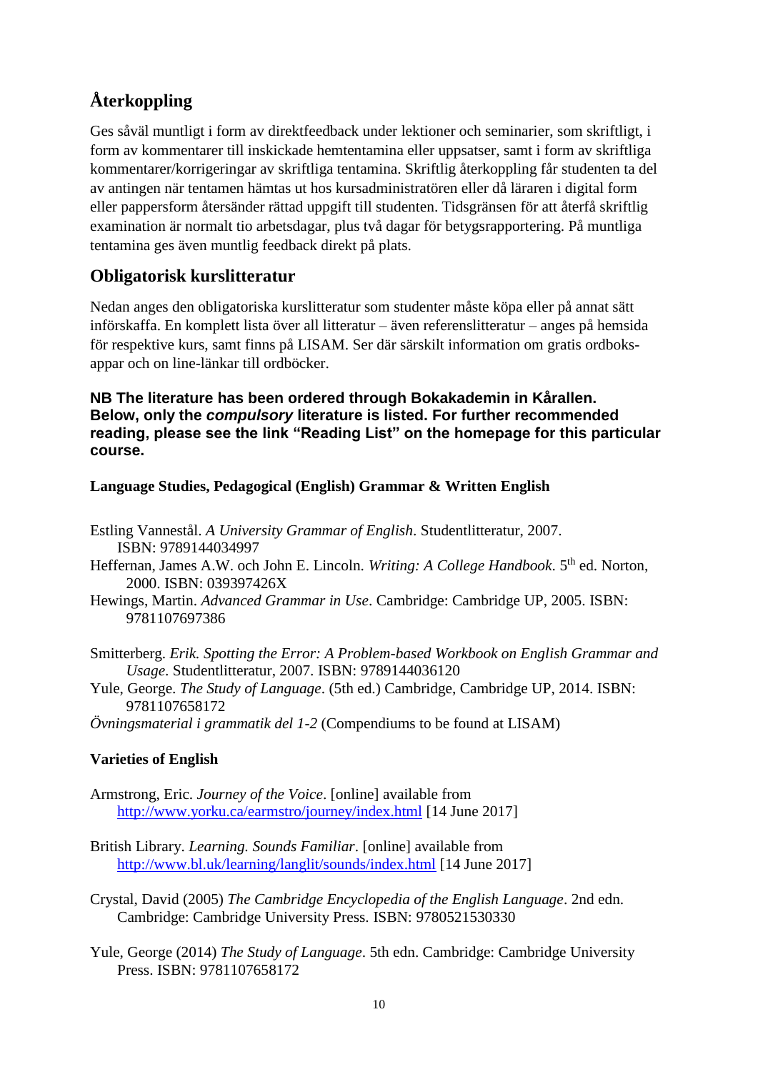## Återkoppling

Ges såväl muntligt i form av direktfeedback under lektioner och seminarier, som skriftligt, i form av kommentarer till inskickade hemtentamina eller uppsatser, samt i form av skriftliga kommentarer/korrigeringar av skriftliga tentamina. Skriftlig återkoppling får studenten ta del av antingen när tentamen hämtas ut hos kursadministratören eller då läraren i digital form eller pappersform återsänder rättad uppgift till studenten. Tidsgränsen för att återfå skriftlig examination är normalt tio arbetsdagar, plus två dagar för betygsrapportering. På muntliga tentamina ges även muntlig feedback direkt på plats.

## Obligatorisk kurslitteratur

Nedan anges den obligatoriska kurslitteratur som studenter måste köpa eller på annat sätt införskaffa. En komplett lista över all litteratur – även referenslitteratur – anges på hemsida för respektive kurs, samt finns på LISAM. Ser där särskilt information om gratis ordboks-appar och on line-länkar till ordböcker.

**NB The literature has been ordered through Bokakademin in Kårallen. Below, only the *compulsory* literature is listed. For further recommended reading, please see the link "Reading List" on the homepage for this particular course.**

**Language Studies, Pedagogical (English) Grammar & Written English**

Estling Vannestål. *A University Grammar of English*. Studentlitteratur, 2007. ISBN: 9789144034997

Heffernan, James A.W. och John E. Lincoln. *Writing: A College Handbook*. 5th ed. Norton, 2000. ISBN: 039397426X

Hewings, Martin. *Advanced Grammar in Use*. Cambridge: Cambridge UP, 2005. ISBN: 9781107697386

Smitterberg. *Erik. Spotting the Error: A Problem-based Workbook on English Grammar and Usage*. Studentlitteratur, 2007. ISBN: 9789144036120

Yule, George. *The Study of Language*. (5th ed.) Cambridge, Cambridge UP, 2014. ISBN: 9781107658172

*Övningsmaterial i grammatik del 1-2* (Compendiums to be found at LISAM)

**Varieties of English**

Armstrong, Eric. *Journey of the Voice*. [online] available from http://www.yorku.ca/earmstro/journey/index.html [14 June 2017]

British Library. *Learning. Sounds Familiar*. [online] available from http://www.bl.uk/learning/langlit/sounds/index.html [14 June 2017]

Crystal, David (2005) *The Cambridge Encyclopedia of the English Language*. 2nd edn. Cambridge: Cambridge University Press. ISBN: 9780521530330

Yule, George (2014) *The Study of Language*. 5th edn. Cambridge: Cambridge University Press. ISBN: 9781107658172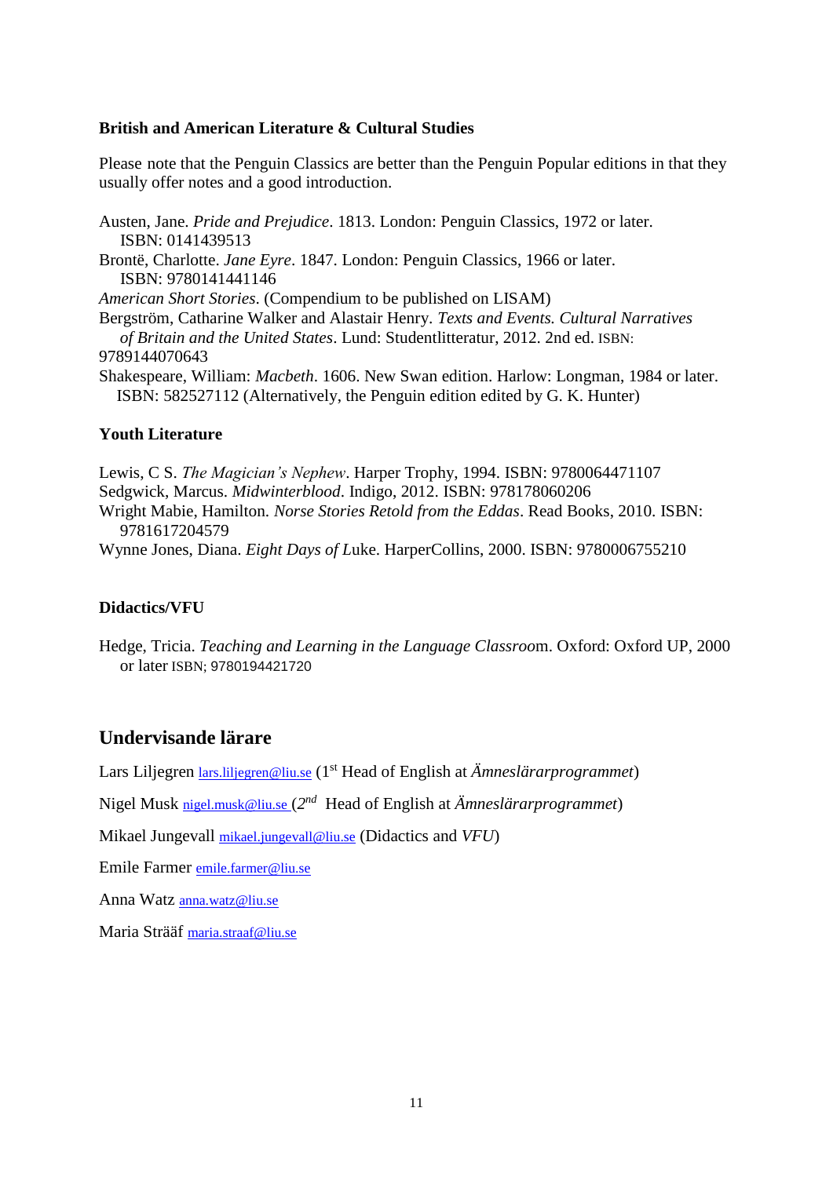**British and American Literature & Cultural Studies**

Please note that the Penguin Classics are better than the Penguin Popular editions in that they usually offer notes and a good introduction.

Austen, Jane. *Pride and Prejudice*. 1813. London: Penguin Classics, 1972 or later. ISBN: 0141439513
Brontë, Charlotte. *Jane Eyre*. 1847. London: Penguin Classics, 1966 or later. ISBN: 9780141441146
*American Short Stories*. (Compendium to be published on LISAM)
Bergström, Catharine Walker and Alastair Henry. *Texts and Events. Cultural Narratives of Britain and the United States*. Lund: Studentlitteratur, 2012. 2nd ed. ISBN: 9789144070643
Shakespeare, William: *Macbeth*. 1606. New Swan edition. Harlow: Longman, 1984 or later. ISBN: 582527112 (Alternatively, the Penguin edition edited by G. K. Hunter)

**Youth Literature**

Lewis, C S. *The Magician's Nephew*. Harper Trophy, 1994. ISBN: 9780064471107
Sedgwick, Marcus. *Midwinterblood*. Indigo, 2012. ISBN: 978178060206
Wright Mabie, Hamilton. *Norse Stories Retold from the Eddas*. Read Books, 2010. ISBN: 9781617204579
Wynne Jones, Diana. *Eight Days of L*uke. HarperCollins, 2000. ISBN: 9780006755210

**Didactics/VFU**

Hedge, Tricia. *Teaching and Learning in the Language Classroo*m. Oxford: Oxford UP, 2000 or later ISBN; 9780194421720

## Undervisande lärare

Lars Liljegren lars.liljegren@liu.se (1st Head of English at *Ämneslärarprogrammet*)

Nigel Musk nigel.musk@liu.se (*2nd* Head of English at *Ämneslärarprogrammet*)

Mikael Jungevall mikael.jungevall@liu.se (Didactics and *VFU*)

Emile Farmer emile.farmer@liu.se

Anna Watz anna.watz@liu.se

Maria Strääf maria.straaf@liu.se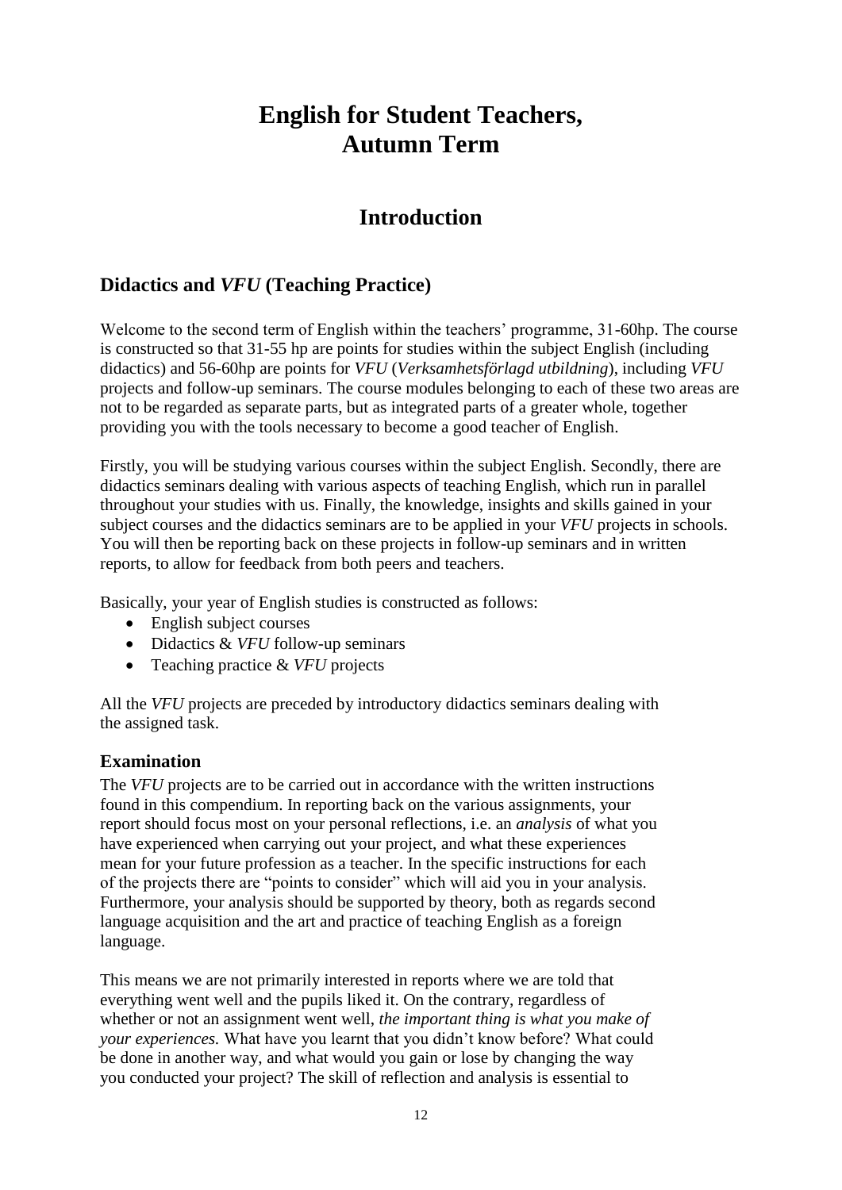# English for Student Teachers, Autumn Term

## Introduction

### Didactics and *VFU* (Teaching Practice)

Welcome to the second term of English within the teachers' programme, 31-60hp. The course is constructed so that 31-55 hp are points for studies within the subject English (including didactics) and 56-60hp are points for *VFU* (*Verksamhetsförlagd utbildning*), including *VFU* projects and follow-up seminars. The course modules belonging to each of these two areas are not to be regarded as separate parts, but as integrated parts of a greater whole, together providing you with the tools necessary to become a good teacher of English.

Firstly, you will be studying various courses within the subject English. Secondly, there are didactics seminars dealing with various aspects of teaching English, which run in parallel throughout your studies with us. Finally, the knowledge, insights and skills gained in your subject courses and the didactics seminars are to be applied in your *VFU* projects in schools. You will then be reporting back on these projects in follow-up seminars and in written reports, to allow for feedback from both peers and teachers.

Basically, your year of English studies is constructed as follows:

- English subject courses
- Didactics & *VFU* follow-up seminars
- Teaching practice & *VFU* projects

All the *VFU* projects are preceded by introductory didactics seminars dealing with the assigned task.

#### Examination

The *VFU* projects are to be carried out in accordance with the written instructions found in this compendium. In reporting back on the various assignments, your report should focus most on your personal reflections, i.e. an *analysis* of what you have experienced when carrying out your project, and what these experiences mean for your future profession as a teacher. In the specific instructions for each of the projects there are "points to consider" which will aid you in your analysis. Furthermore, your analysis should be supported by theory, both as regards second language acquisition and the art and practice of teaching English as a foreign language.

This means we are not primarily interested in reports where we are told that everything went well and the pupils liked it. On the contrary, regardless of whether or not an assignment went well, *the important thing is what you make of your experiences.* What have you learnt that you didn't know before? What could be done in another way, and what would you gain or lose by changing the way you conducted your project? The skill of reflection and analysis is essential to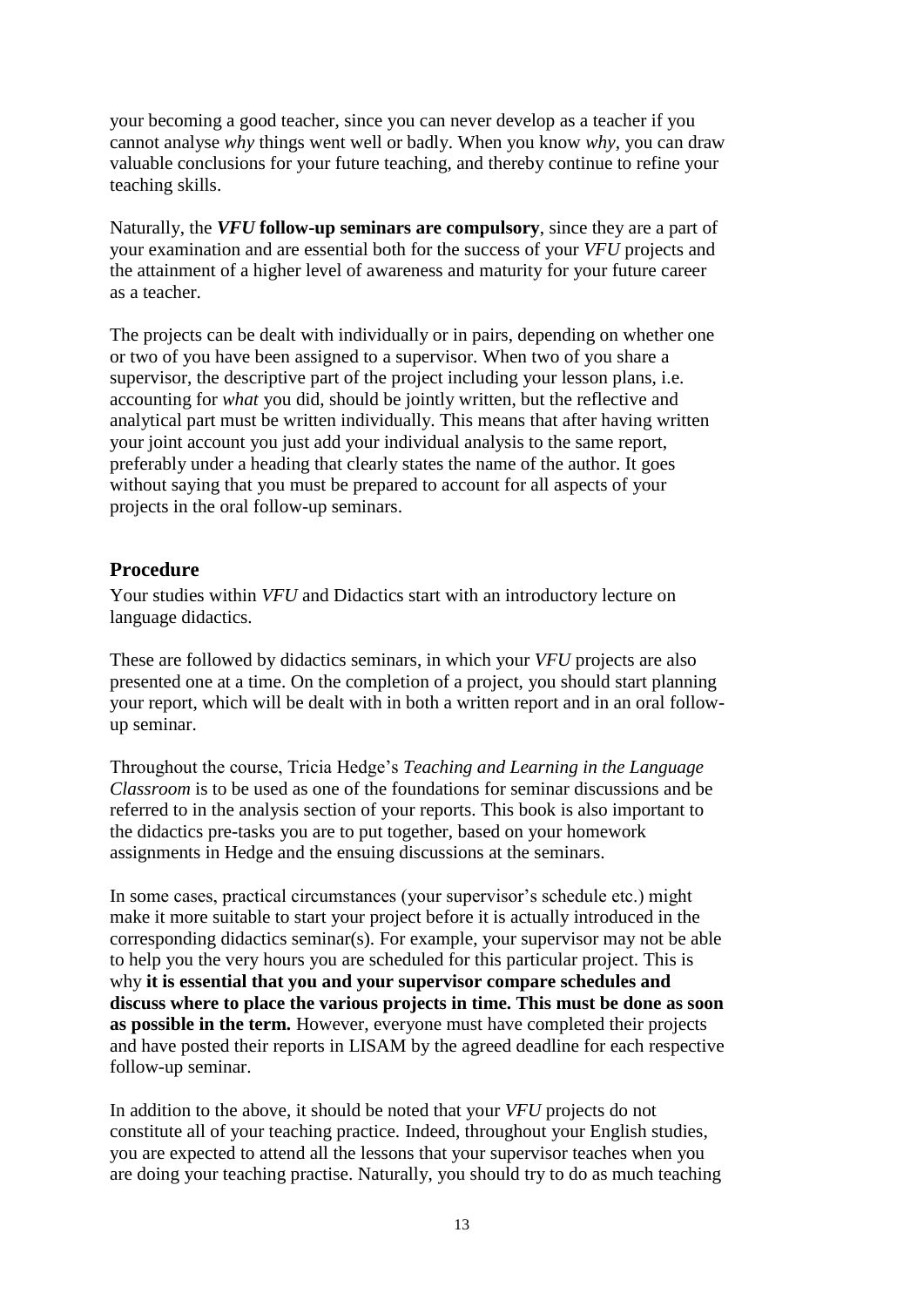your becoming a good teacher, since you can never develop as a teacher if you cannot analyse *why* things went well or badly. When you know *why*, you can draw valuable conclusions for your future teaching, and thereby continue to refine your teaching skills.

Naturally, the ***VFU* follow-up seminars are compulsory**, since they are a part of your examination and are essential both for the success of your *VFU* projects and the attainment of a higher level of awareness and maturity for your future career as a teacher.

The projects can be dealt with individually or in pairs, depending on whether one or two of you have been assigned to a supervisor. When two of you share a supervisor, the descriptive part of the project including your lesson plans, i.e. accounting for *what* you did, should be jointly written, but the reflective and analytical part must be written individually. This means that after having written your joint account you just add your individual analysis to the same report, preferably under a heading that clearly states the name of the author. It goes without saying that you must be prepared to account for all aspects of your projects in the oral follow-up seminars.

## Procedure

Your studies within *VFU* and Didactics start with an introductory lecture on language didactics.

These are followed by didactics seminars, in which your *VFU* projects are also presented one at a time. On the completion of a project, you should start planning your report, which will be dealt with in both a written report and in an oral follow-up seminar.

Throughout the course, Tricia Hedge's *Teaching and Learning in the Language Classroom* is to be used as one of the foundations for seminar discussions and be referred to in the analysis section of your reports. This book is also important to the didactics pre-tasks you are to put together, based on your homework assignments in Hedge and the ensuing discussions at the seminars.

In some cases, practical circumstances (your supervisor's schedule etc.) might make it more suitable to start your project before it is actually introduced in the corresponding didactics seminar(s). For example, your supervisor may not be able to help you the very hours you are scheduled for this particular project. This is why **it is essential that you and your supervisor compare schedules and discuss where to place the various projects in time. This must be done as soon as possible in the term.** However, everyone must have completed their projects and have posted their reports in LISAM by the agreed deadline for each respective follow-up seminar.

In addition to the above, it should be noted that your *VFU* projects do not constitute all of your teaching practice. Indeed, throughout your English studies, you are expected to attend all the lessons that your supervisor teaches when you are doing your teaching practise. Naturally, you should try to do as much teaching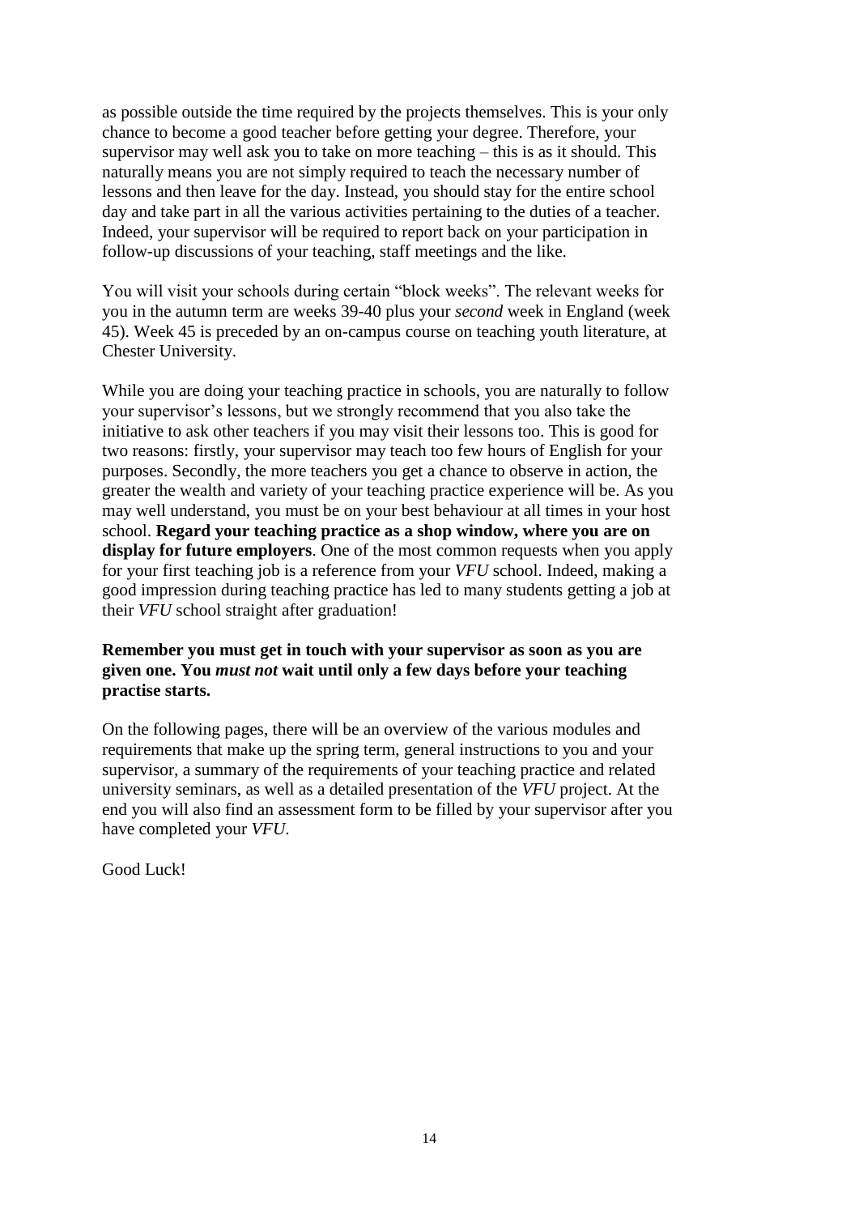as possible outside the time required by the projects themselves. This is your only chance to become a good teacher before getting your degree. Therefore, your supervisor may well ask you to take on more teaching – this is as it should. This naturally means you are not simply required to teach the necessary number of lessons and then leave for the day. Instead, you should stay for the entire school day and take part in all the various activities pertaining to the duties of a teacher. Indeed, your supervisor will be required to report back on your participation in follow-up discussions of your teaching, staff meetings and the like.

You will visit your schools during certain "block weeks". The relevant weeks for you in the autumn term are weeks 39-40 plus your *second* week in England (week 45). Week 45 is preceded by an on-campus course on teaching youth literature, at Chester University.

While you are doing your teaching practice in schools, you are naturally to follow your supervisor's lessons, but we strongly recommend that you also take the initiative to ask other teachers if you may visit their lessons too. This is good for two reasons: firstly, your supervisor may teach too few hours of English for your purposes. Secondly, the more teachers you get a chance to observe in action, the greater the wealth and variety of your teaching practice experience will be. As you may well understand, you must be on your best behaviour at all times in your host school. **Regard your teaching practice as a shop window, where you are on display for future employers**. One of the most common requests when you apply for your first teaching job is a reference from your *VFU* school. Indeed, making a good impression during teaching practice has led to many students getting a job at their *VFU* school straight after graduation!

**Remember you must get in touch with your supervisor as soon as you are given one. You *must not* wait until only a few days before your teaching practise starts.**

On the following pages, there will be an overview of the various modules and requirements that make up the spring term, general instructions to you and your supervisor, a summary of the requirements of your teaching practice and related university seminars, as well as a detailed presentation of the *VFU* project. At the end you will also find an assessment form to be filled by your supervisor after you have completed your *VFU*.

Good Luck!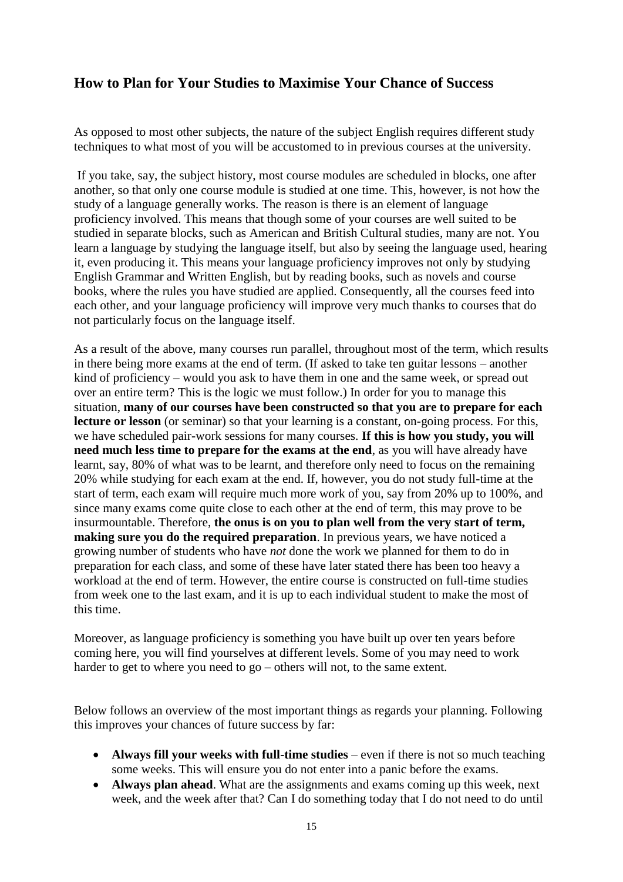## How to Plan for Your Studies to Maximise Your Chance of Success

As opposed to most other subjects, the nature of the subject English requires different study techniques to what most of you will be accustomed to in previous courses at the university.

If you take, say, the subject history, most course modules are scheduled in blocks, one after another, so that only one course module is studied at one time. This, however, is not how the study of a language generally works. The reason is there is an element of language proficiency involved. This means that though some of your courses are well suited to be studied in separate blocks, such as American and British Cultural studies, many are not. You learn a language by studying the language itself, but also by seeing the language used, hearing it, even producing it. This means your language proficiency improves not only by studying English Grammar and Written English, but by reading books, such as novels and course books, where the rules you have studied are applied. Consequently, all the courses feed into each other, and your language proficiency will improve very much thanks to courses that do not particularly focus on the language itself.

As a result of the above, many courses run parallel, throughout most of the term, which results in there being more exams at the end of term. (If asked to take ten guitar lessons – another kind of proficiency – would you ask to have them in one and the same week, or spread out over an entire term? This is the logic we must follow.) In order for you to manage this situation, **many of our courses have been constructed so that you are to prepare for each lecture or lesson** (or seminar) so that your learning is a constant, on-going process. For this, we have scheduled pair-work sessions for many courses. **If this is how you study, you will need much less time to prepare for the exams at the end**, as you will have already have learnt, say, 80% of what was to be learnt, and therefore only need to focus on the remaining 20% while studying for each exam at the end. If, however, you do not study full-time at the start of term, each exam will require much more work of you, say from 20% up to 100%, and since many exams come quite close to each other at the end of term, this may prove to be insurmountable. Therefore, **the onus is on you to plan well from the very start of term, making sure you do the required preparation**. In previous years, we have noticed a growing number of students who have *not* done the work we planned for them to do in preparation for each class, and some of these have later stated there has been too heavy a workload at the end of term. However, the entire course is constructed on full-time studies from week one to the last exam, and it is up to each individual student to make the most of this time.

Moreover, as language proficiency is something you have built up over ten years before coming here, you will find yourselves at different levels. Some of you may need to work harder to get to where you need to go – others will not, to the same extent.

Below follows an overview of the most important things as regards your planning. Following this improves your chances of future success by far:

- **Always fill your weeks with full-time studies** – even if there is not so much teaching some weeks. This will ensure you do not enter into a panic before the exams.
- **Always plan ahead**. What are the assignments and exams coming up this week, next week, and the week after that? Can I do something today that I do not need to do until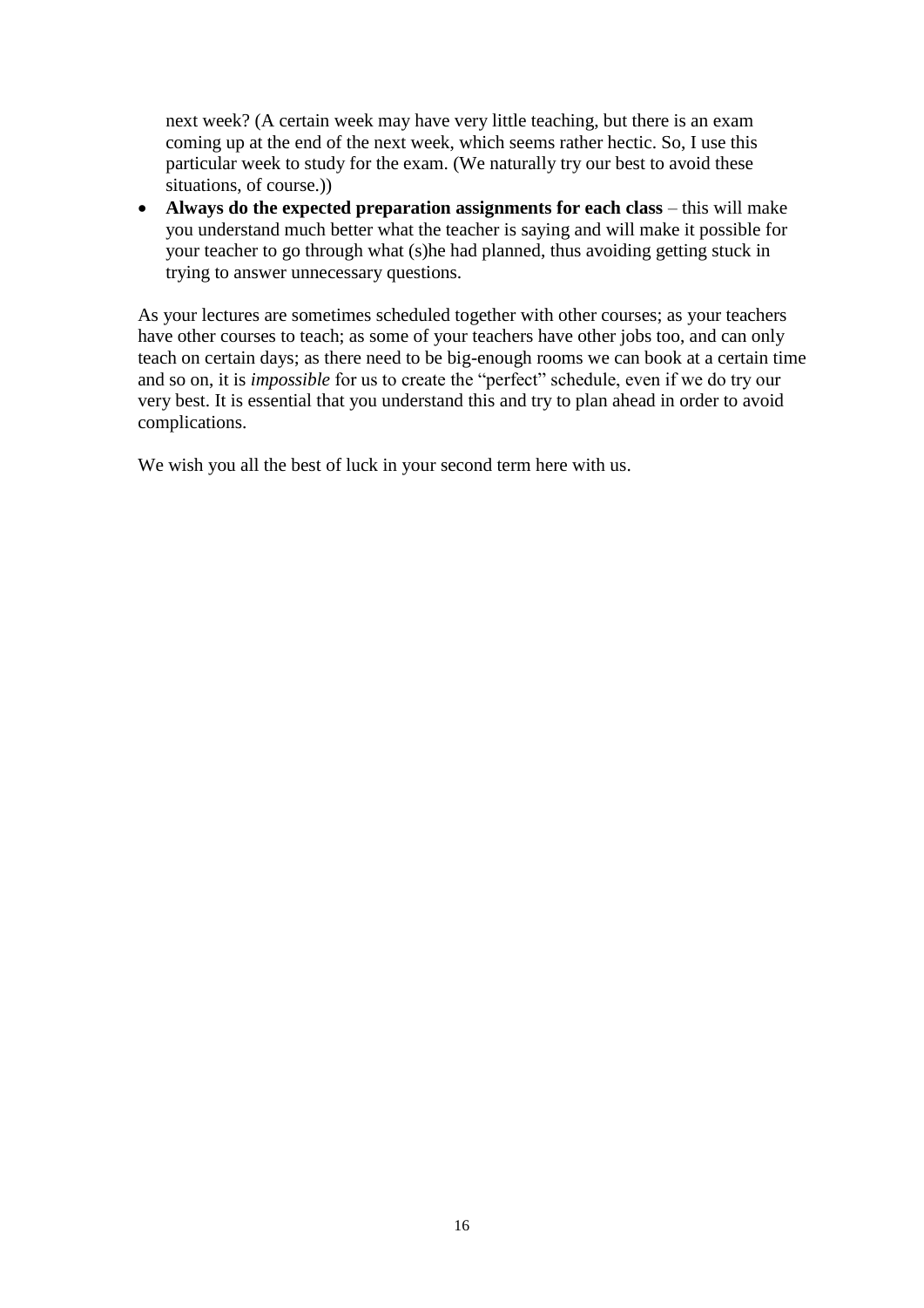next week? (A certain week may have very little teaching, but there is an exam coming up at the end of the next week, which seems rather hectic. So, I use this particular week to study for the exam. (We naturally try our best to avoid these situations, of course.))

- **Always do the expected preparation assignments for each class** – this will make you understand much better what the teacher is saying and will make it possible for your teacher to go through what (s)he had planned, thus avoiding getting stuck in trying to answer unnecessary questions.

As your lectures are sometimes scheduled together with other courses; as your teachers have other courses to teach; as some of your teachers have other jobs too, and can only teach on certain days; as there need to be big-enough rooms we can book at a certain time and so on, it is *impossible* for us to create the "perfect" schedule, even if we do try our very best. It is essential that you understand this and try to plan ahead in order to avoid complications.

We wish you all the best of luck in your second term here with us.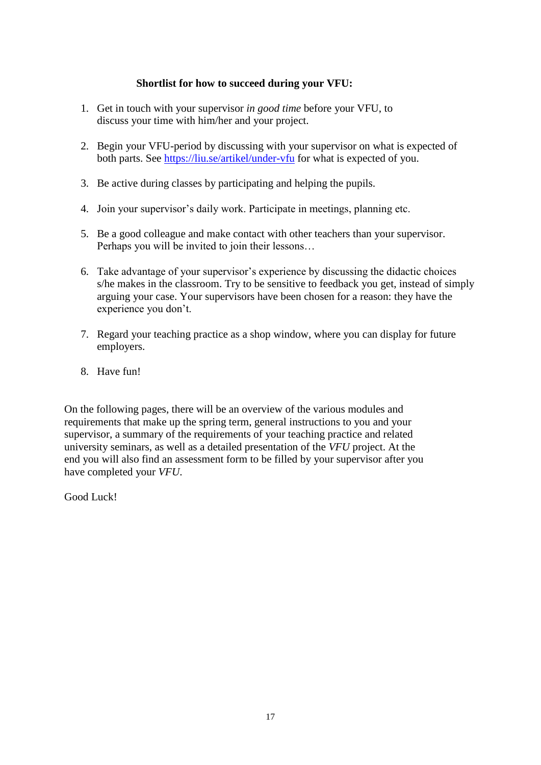**Shortlist for how to succeed during your VFU:**

1. Get in touch with your supervisor *in good time* before your VFU, to discuss your time with him/her and your project.

2. Begin your VFU-period by discussing with your supervisor on what is expected of both parts. See https://liu.se/artikel/under-vfu for what is expected of you.

3. Be active during classes by participating and helping the pupils.

4. Join your supervisor's daily work. Participate in meetings, planning etc.

5. Be a good colleague and make contact with other teachers than your supervisor. Perhaps you will be invited to join their lessons…

6. Take advantage of your supervisor's experience by discussing the didactic choices s/he makes in the classroom. Try to be sensitive to feedback you get, instead of simply arguing your case. Your supervisors have been chosen for a reason: they have the experience you don't.

7. Regard your teaching practice as a shop window, where you can display for future employers.

8. Have fun!

On the following pages, there will be an overview of the various modules and requirements that make up the spring term, general instructions to you and your supervisor, a summary of the requirements of your teaching practice and related university seminars, as well as a detailed presentation of the *VFU* project. At the end you will also find an assessment form to be filled by your supervisor after you have completed your *VFU.*

Good Luck!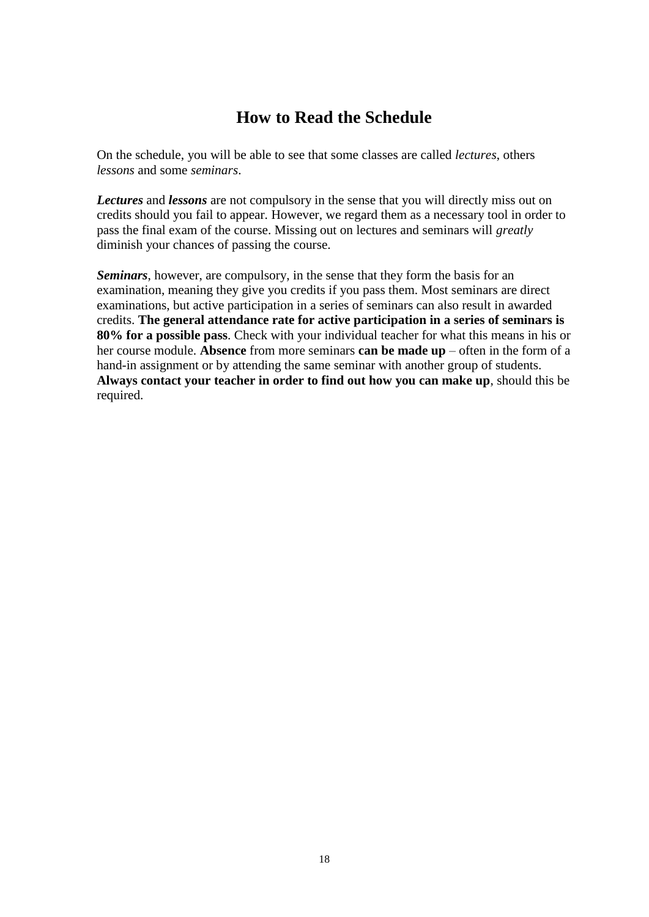## How to Read the Schedule

On the schedule, you will be able to see that some classes are called *lectures*, others *lessons* and some *seminars*.

***Lectures*** and ***lessons*** are not compulsory in the sense that you will directly miss out on credits should you fail to appear. However, we regard them as a necessary tool in order to pass the final exam of the course. Missing out on lectures and seminars will *greatly* diminish your chances of passing the course.

***Seminars***, however, are compulsory, in the sense that they form the basis for an examination, meaning they give you credits if you pass them. Most seminars are direct examinations, but active participation in a series of seminars can also result in awarded credits. **The general attendance rate for active participation in a series of seminars is 80% for a possible pass**. Check with your individual teacher for what this means in his or her course module. **Absence** from more seminars **can be made up** – often in the form of a hand-in assignment or by attending the same seminar with another group of students. **Always contact your teacher in order to find out how you can make up**, should this be required.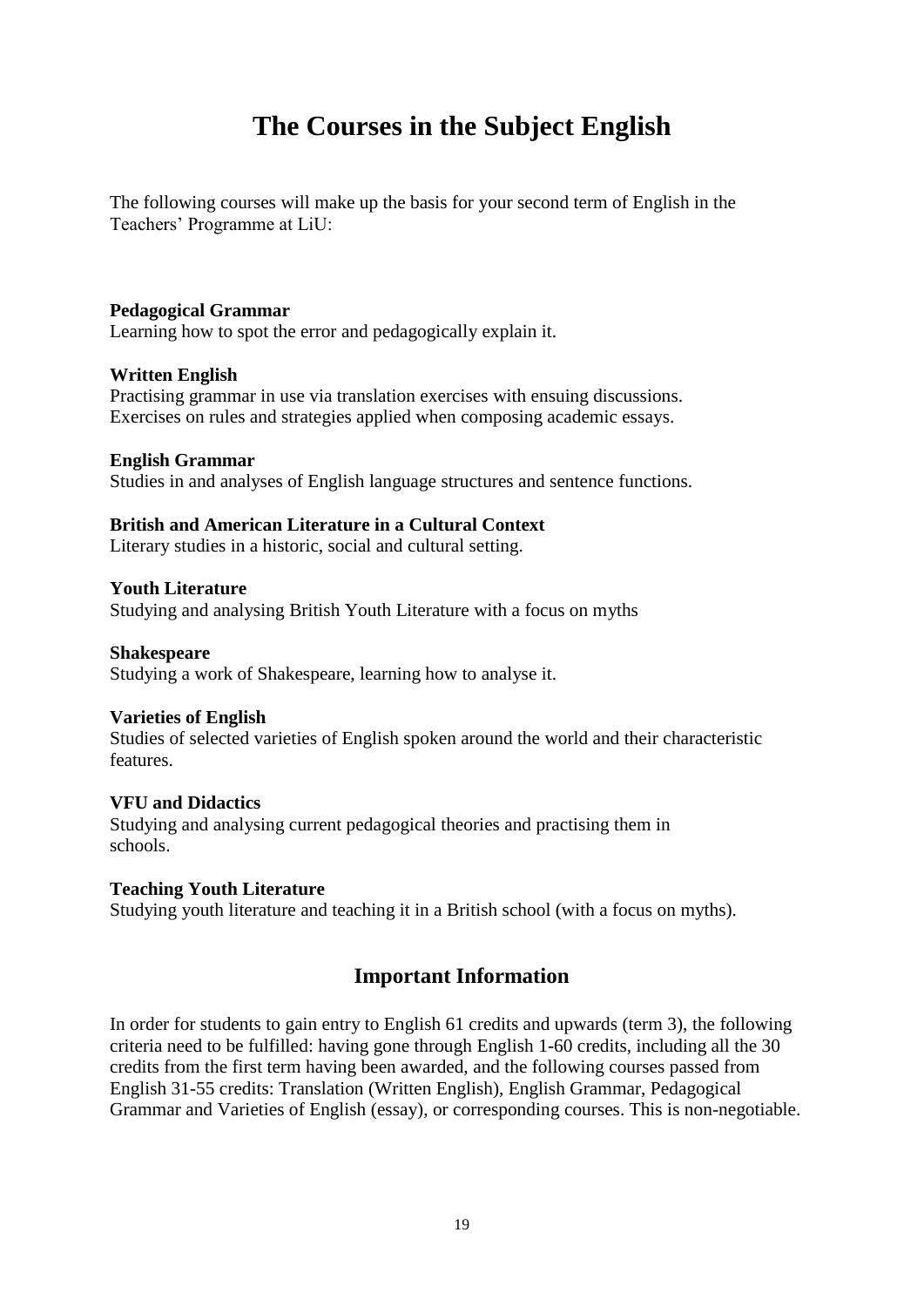# The Courses in the Subject English

The following courses will make up the basis for your second term of English in the Teachers' Programme at LiU:

**Pedagogical Grammar**
Learning how to spot the error and pedagogically explain it.

**Written English**
Practising grammar in use via translation exercises with ensuing discussions.
Exercises on rules and strategies applied when composing academic essays.

**English Grammar**
Studies in and analyses of English language structures and sentence functions.

**British and American Literature in a Cultural Context**
Literary studies in a historic, social and cultural setting.

**Youth Literature**
Studying and analysing British Youth Literature with a focus on myths

**Shakespeare**
Studying a work of Shakespeare, learning how to analyse it.

**Varieties of English**
Studies of selected varieties of English spoken around the world and their characteristic features.

**VFU and Didactics**
Studying and analysing current pedagogical theories and practising them in schools.

**Teaching Youth Literature**
Studying youth literature and teaching it in a British school (with a focus on myths).

## Important Information

In order for students to gain entry to English 61 credits and upwards (term 3), the following criteria need to be fulfilled: having gone through English 1-60 credits, including all the 30 credits from the first term having been awarded, and the following courses passed from English 31-55 credits: Translation (Written English), English Grammar, Pedagogical Grammar and Varieties of English (essay), or corresponding courses. This is non-negotiable.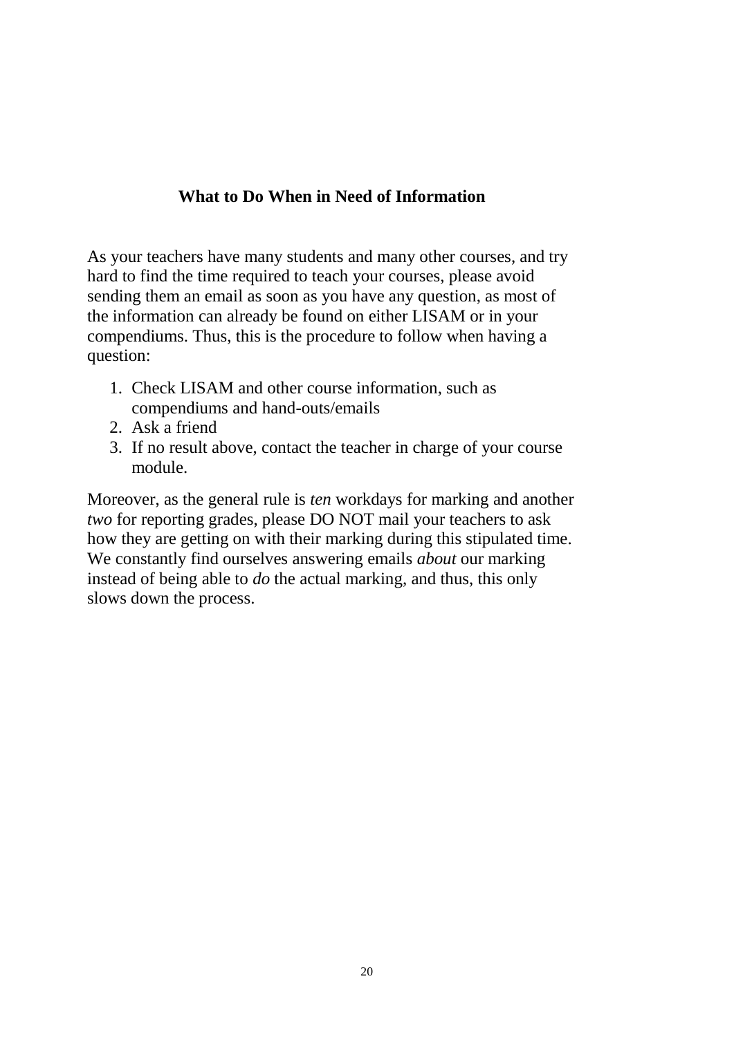## What to Do When in Need of Information

As your teachers have many students and many other courses, and try hard to find the time required to teach your courses, please avoid sending them an email as soon as you have any question, as most of the information can already be found on either LISAM or in your compendiums. Thus, this is the procedure to follow when having a question:

1. Check LISAM and other course information, such as compendiums and hand-outs/emails
2. Ask a friend
3. If no result above, contact the teacher in charge of your course module.

Moreover, as the general rule is *ten* workdays for marking and another *two* for reporting grades, please DO NOT mail your teachers to ask how they are getting on with their marking during this stipulated time. We constantly find ourselves answering emails *about* our marking instead of being able to *do* the actual marking, and thus, this only slows down the process.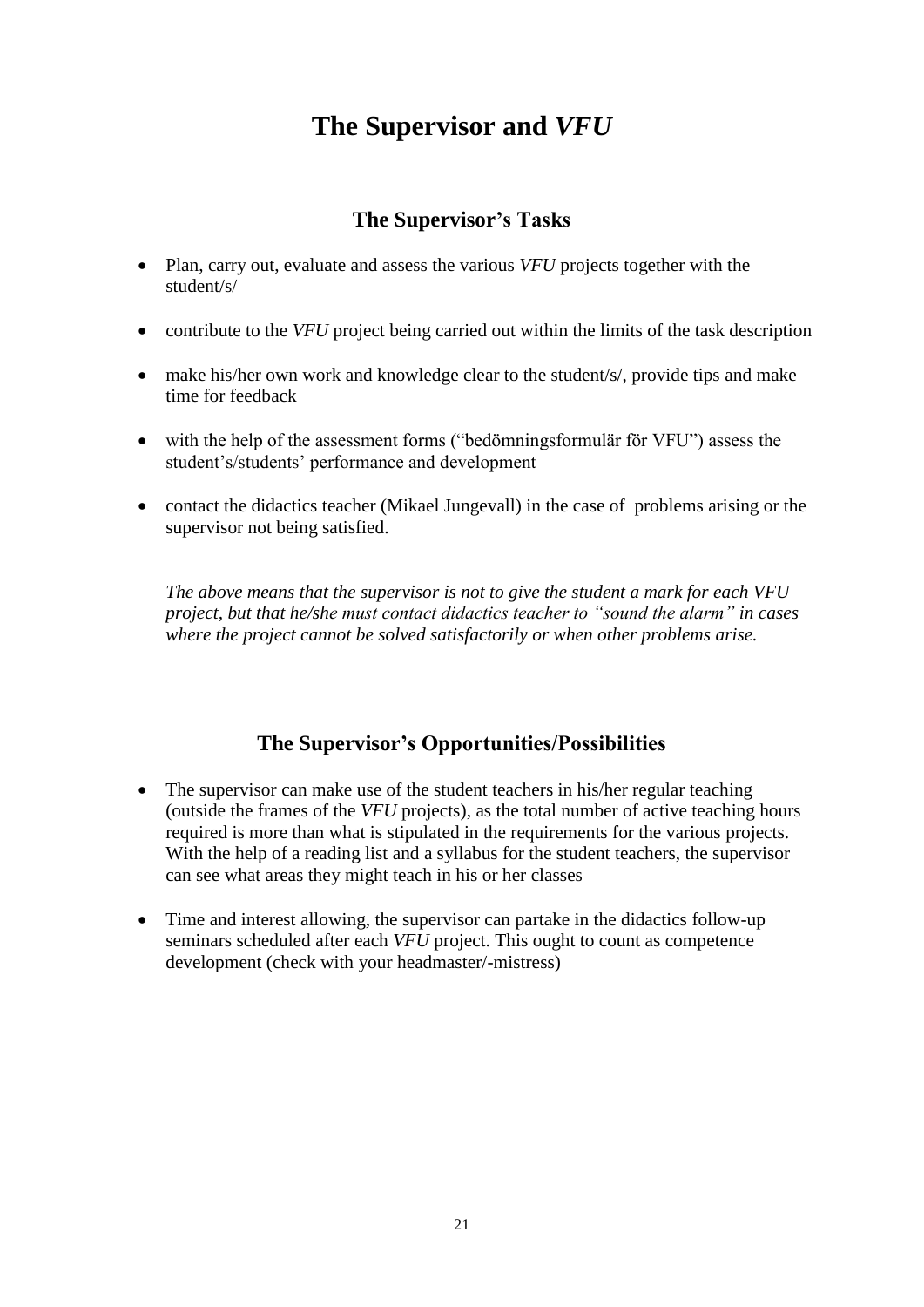# The Supervisor and *VFU*

## The Supervisor's Tasks

- Plan, carry out, evaluate and assess the various *VFU* projects together with the student/s/
- contribute to the *VFU* project being carried out within the limits of the task description
- make his/her own work and knowledge clear to the student/s/, provide tips and make time for feedback
- with the help of the assessment forms ("bedömningsformulär för VFU") assess the student's/students' performance and development
- contact the didactics teacher (Mikael Jungevall) in the case of problems arising or the supervisor not being satisfied.

*The above means that the supervisor is not to give the student a mark for each VFU project, but that he/she must contact didactics teacher to "sound the alarm" in cases where the project cannot be solved satisfactorily or when other problems arise.*

## The Supervisor's Opportunities/Possibilities

- The supervisor can make use of the student teachers in his/her regular teaching (outside the frames of the *VFU* projects), as the total number of active teaching hours required is more than what is stipulated in the requirements for the various projects. With the help of a reading list and a syllabus for the student teachers, the supervisor can see what areas they might teach in his or her classes
- Time and interest allowing, the supervisor can partake in the didactics follow-up seminars scheduled after each *VFU* project. This ought to count as competence development (check with your headmaster/-mistress)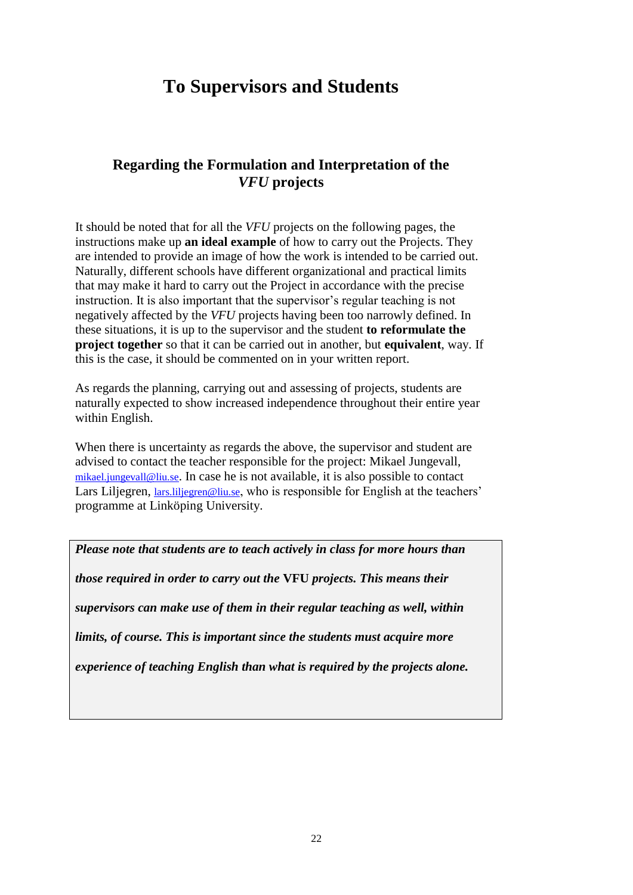# To Supervisors and Students

## Regarding the Formulation and Interpretation of the *VFU* projects

It should be noted that for all the *VFU* projects on the following pages, the instructions make up **an ideal example** of how to carry out the Projects. They are intended to provide an image of how the work is intended to be carried out. Naturally, different schools have different organizational and practical limits that may make it hard to carry out the Project in accordance with the precise instruction. It is also important that the supervisor's regular teaching is not negatively affected by the *VFU* projects having been too narrowly defined. In these situations, it is up to the supervisor and the student **to reformulate the project together** so that it can be carried out in another, but **equivalent**, way. If this is the case, it should be commented on in your written report.

As regards the planning, carrying out and assessing of projects, students are naturally expected to show increased independence throughout their entire year within English.

When there is uncertainty as regards the above, the supervisor and student are advised to contact the teacher responsible for the project: Mikael Jungevall, mikael.jungevall@liu.se. In case he is not available, it is also possible to contact Lars Liljegren, lars.liljegren@liu.se, who is responsible for English at the teachers' programme at Linköping University.

***Please note that students are to teach actively in class for more hours than those required in order to carry out the* VFU *projects. This means their supervisors can make use of them in their regular teaching as well, within limits, of course. This is important since the students must acquire more experience of teaching English than what is required by the projects alone.***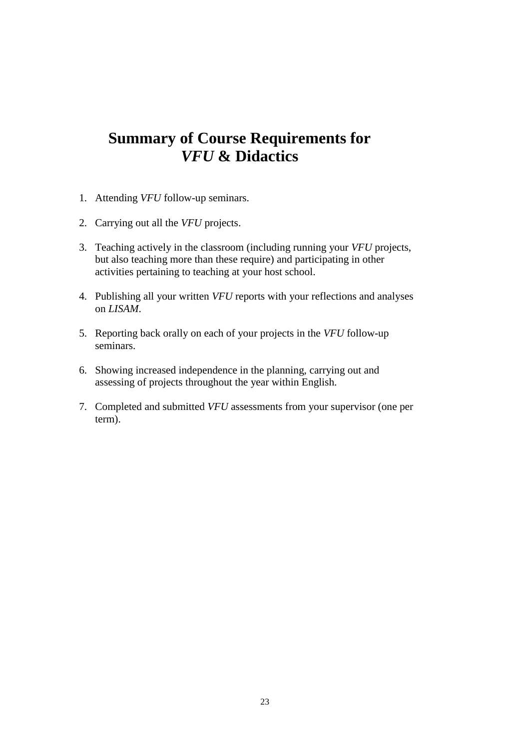# Summary of Course Requirements for *VFU* & Didactics

1. Attending *VFU* follow-up seminars.

2. Carrying out all the *VFU* projects.

3. Teaching actively in the classroom (including running your *VFU* projects, but also teaching more than these require) and participating in other activities pertaining to teaching at your host school.

4. Publishing all your written *VFU* reports with your reflections and analyses on *LISAM*.

5. Reporting back orally on each of your projects in the *VFU* follow-up seminars.

6. Showing increased independence in the planning, carrying out and assessing of projects throughout the year within English.

7. Completed and submitted *VFU* assessments from your supervisor (one per term).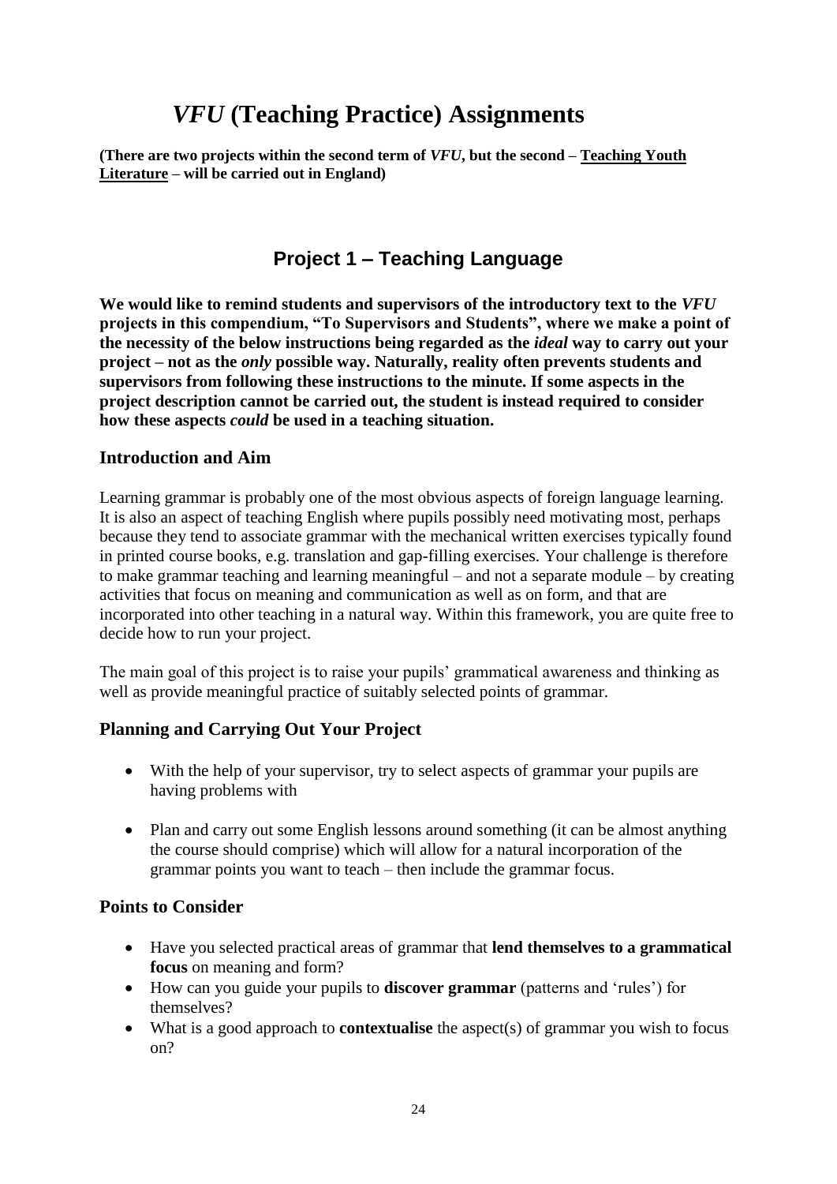# *VFU* (Teaching Practice) Assignments

**(There are two projects within the second term of *VFU*, but the second – Teaching Youth Literature – will be carried out in England)**

## Project 1 – Teaching Language

**We would like to remind students and supervisors of the introductory text to the *VFU* projects in this compendium, "To Supervisors and Students", where we make a point of the necessity of the below instructions being regarded as the *ideal* way to carry out your project – not as the *only* possible way. Naturally, reality often prevents students and supervisors from following these instructions to the minute. If some aspects in the project description cannot be carried out, the student is instead required to consider how these aspects *could* be used in a teaching situation.**

### Introduction and Aim

Learning grammar is probably one of the most obvious aspects of foreign language learning. It is also an aspect of teaching English where pupils possibly need motivating most, perhaps because they tend to associate grammar with the mechanical written exercises typically found in printed course books, e.g. translation and gap-filling exercises. Your challenge is therefore to make grammar teaching and learning meaningful – and not a separate module – by creating activities that focus on meaning and communication as well as on form, and that are incorporated into other teaching in a natural way. Within this framework, you are quite free to decide how to run your project.

The main goal of this project is to raise your pupils' grammatical awareness and thinking as well as provide meaningful practice of suitably selected points of grammar.

### Planning and Carrying Out Your Project

- With the help of your supervisor, try to select aspects of grammar your pupils are having problems with
- Plan and carry out some English lessons around something (it can be almost anything the course should comprise) which will allow for a natural incorporation of the grammar points you want to teach – then include the grammar focus.

### Points to Consider

- Have you selected practical areas of grammar that **lend themselves to a grammatical focus** on meaning and form?
- How can you guide your pupils to **discover grammar** (patterns and 'rules') for themselves?
- What is a good approach to **contextualise** the aspect(s) of grammar you wish to focus on?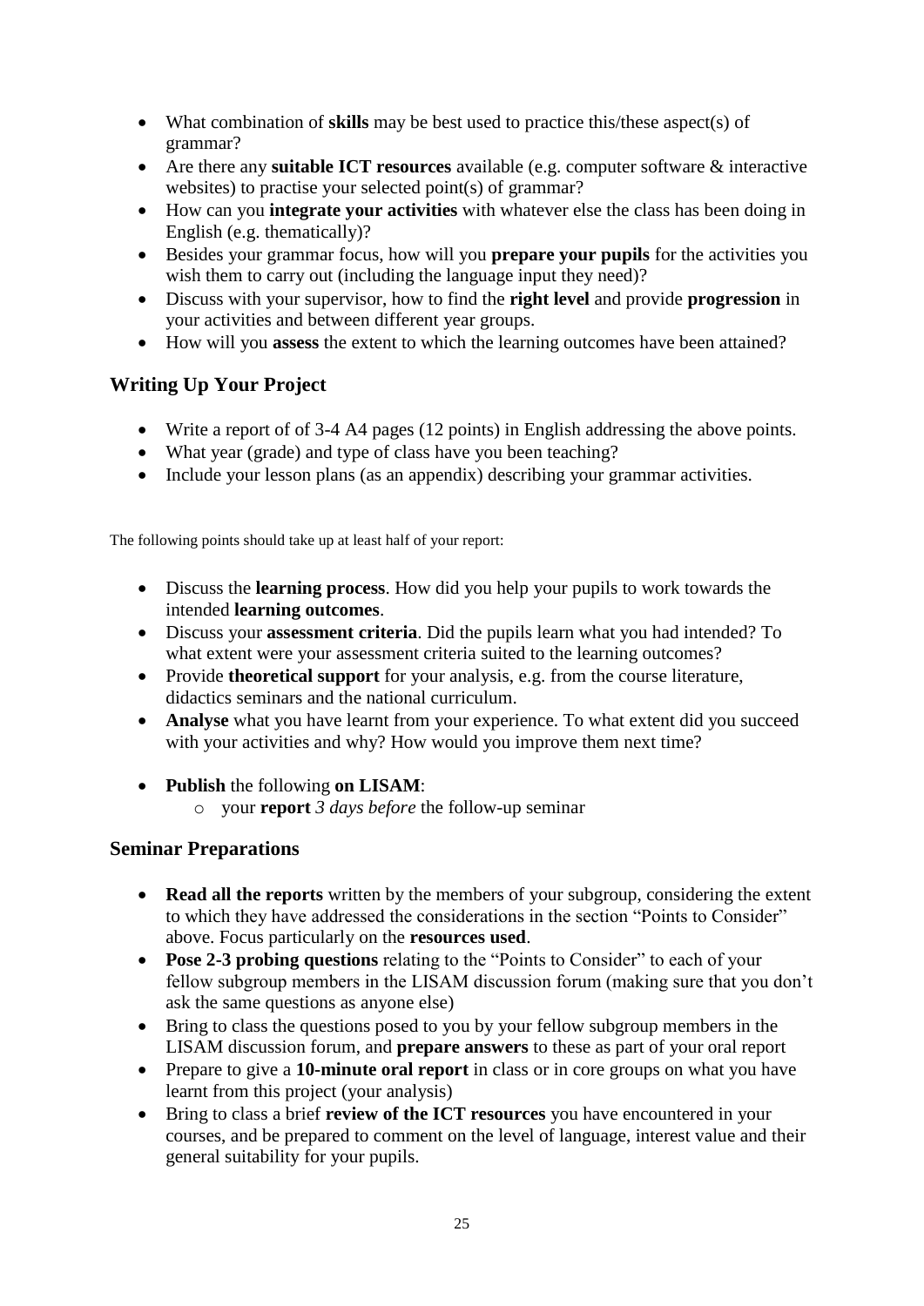- What combination of **skills** may be best used to practice this/these aspect(s) of grammar?
- Are there any **suitable ICT resources** available (e.g. computer software & interactive websites) to practise your selected point(s) of grammar?
- How can you **integrate your activities** with whatever else the class has been doing in English (e.g. thematically)?
- Besides your grammar focus, how will you **prepare your pupils** for the activities you wish them to carry out (including the language input they need)?
- Discuss with your supervisor, how to find the **right level** and provide **progression** in your activities and between different year groups.
- How will you **assess** the extent to which the learning outcomes have been attained?

## Writing Up Your Project

- Write a report of of 3-4 A4 pages (12 points) in English addressing the above points.
- What year (grade) and type of class have you been teaching?
- Include your lesson plans (as an appendix) describing your grammar activities.

The following points should take up at least half of your report:

- Discuss the **learning process**. How did you help your pupils to work towards the intended **learning outcomes**.
- Discuss your **assessment criteria**. Did the pupils learn what you had intended? To what extent were your assessment criteria suited to the learning outcomes?
- Provide **theoretical support** for your analysis, e.g. from the course literature, didactics seminars and the national curriculum.
- **Analyse** what you have learnt from your experience. To what extent did you succeed with your activities and why? How would you improve them next time?

- **Publish** the following **on LISAM**:
  - your **report** *3 days before* the follow-up seminar

## Seminar Preparations

- **Read all the reports** written by the members of your subgroup, considering the extent to which they have addressed the considerations in the section "Points to Consider" above. Focus particularly on the **resources used**.
- **Pose 2-3 probing questions** relating to the "Points to Consider" to each of your fellow subgroup members in the LISAM discussion forum (making sure that you don't ask the same questions as anyone else)
- Bring to class the questions posed to you by your fellow subgroup members in the LISAM discussion forum, and **prepare answers** to these as part of your oral report
- Prepare to give a **10-minute oral report** in class or in core groups on what you have learnt from this project (your analysis)
- Bring to class a brief **review of the ICT resources** you have encountered in your courses, and be prepared to comment on the level of language, interest value and their general suitability for your pupils.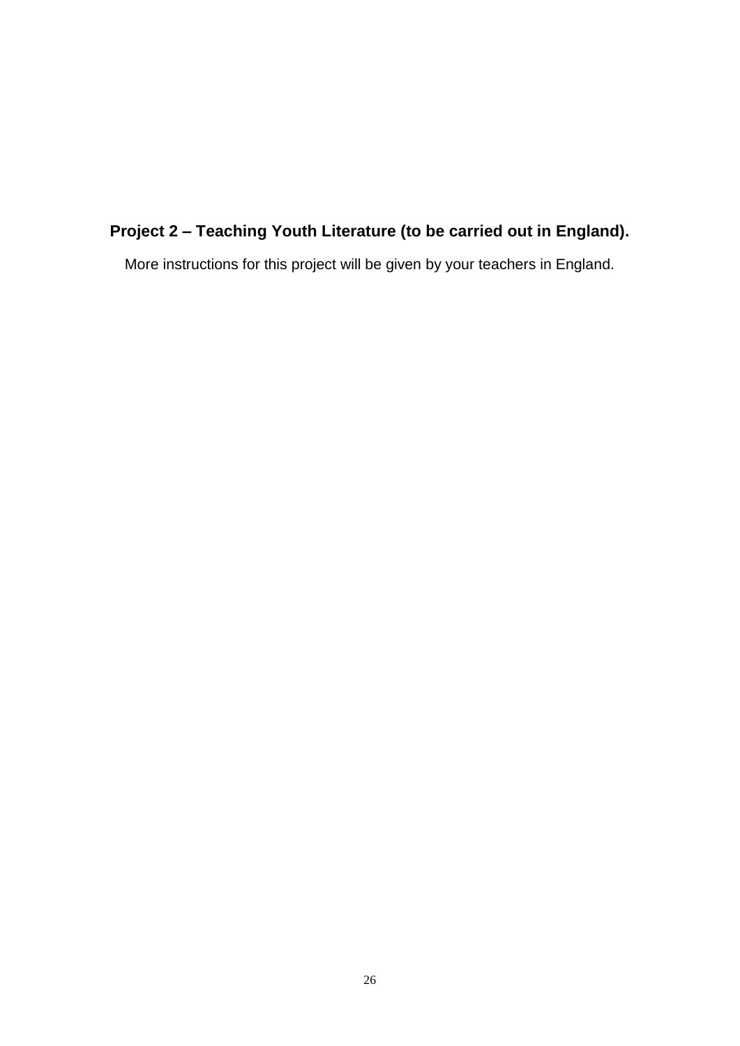## Project 2 – Teaching Youth Literature (to be carried out in England).

More instructions for this project will be given by your teachers in England.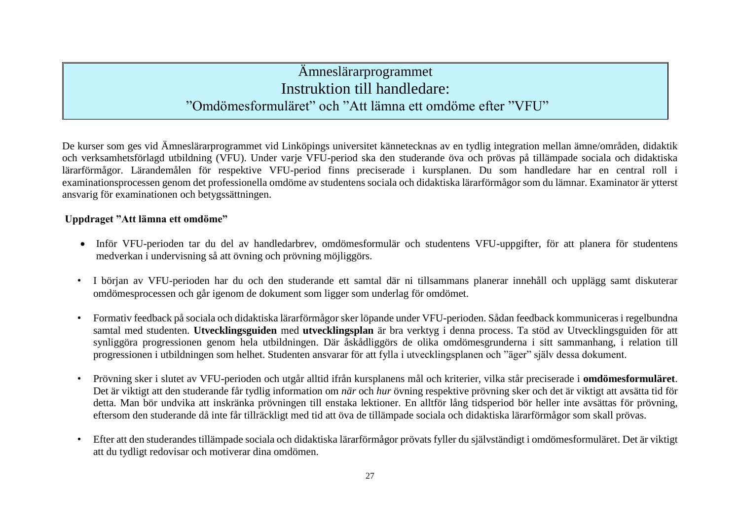# Ämneslärarprogrammet
## Instruktion till handledare:
### ”Omdömesformuläret” och ”Att lämna ett omdöme efter ”VFU”

De kurser som ges vid Ämneslärarprogrammet vid Linköpings universitet kännetecknas av en tydlig integration mellan ämne/områden, didaktik och verksamhetsförlagd utbildning (VFU). Under varje VFU-period ska den studerande öva och prövas på tillämpade sociala och didaktiska lärarförmågor. Lärandemålen för respektive VFU-period finns preciserade i kursplanen. Du som handledare har en central roll i examinationsprocessen genom det professionella omdöme av studentens sociala och didaktiska lärarförmågor som du lämnar. Examinator är ytterst ansvarig för examinationen och betygssättningen.

**Uppdraget ”Att lämna ett omdöme”**

- Inför VFU-perioden tar du del av handledarbrev, omdömesformulär och studentens VFU-uppgifter, för att planera för studentens medverkan i undervisning så att övning och prövning möjliggörs.

- I början av VFU-perioden har du och den studerande ett samtal där ni tillsammans planerar innehåll och upplägg samt diskuterar omdömesprocessen och går igenom de dokument som ligger som underlag för omdömet.

- Formativ feedback på sociala och didaktiska lärarförmågor sker löpande under VFU-perioden. Sådan feedback kommuniceras i regelbundna samtal med studenten. **Utvecklingsguiden** med **utvecklingsplan** är bra verktyg i denna process. Ta stöd av Utvecklingsguiden för att synliggöra progressionen genom hela utbildningen. Där åskådliggörs de olika omdömesgrunderna i sitt sammanhang, i relation till progressionen i utbildningen som helhet. Studenten ansvarar för att fylla i utvecklingsplanen och ”äger” själv dessa dokument.

- Prövning sker i slutet av VFU-perioden och utgår alltid ifrån kursplanens mål och kriterier, vilka står preciserade i **omdömesformuläret**. Det är viktigt att den studerande får tydlig information om *när* och *hur* övning respektive prövning sker och det är viktigt att avsätta tid för detta. Man bör undvika att inskränka prövningen till enstaka lektioner. En alltför lång tidsperiod bör heller inte avsättas för prövning, eftersom den studerande då inte får tillräckligt med tid att öva de tillämpade sociala och didaktiska lärarförmågor som skall prövas.

- Efter att den studerandes tillämpade sociala och didaktiska lärarförmågor prövats fyller du självständigt i omdömesformuläret. Det är viktigt att du tydligt redovisar och motiverar dina omdömen.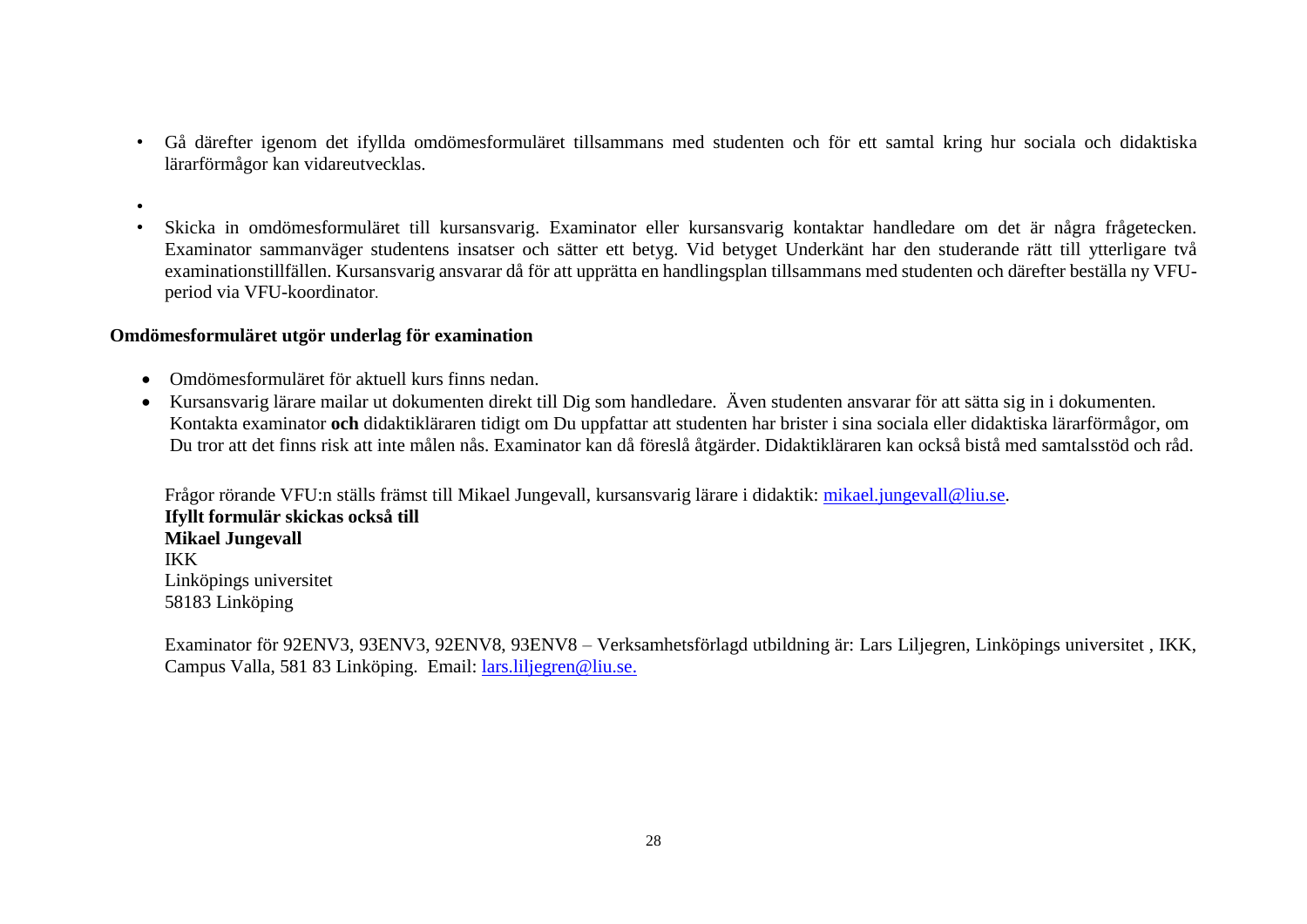- Gå därefter igenom det ifyllda omdömesformuläret tillsammans med studenten och för ett samtal kring hur sociala och didaktiska lärarförmågor kan vidareutvecklas.
- 
- Skicka in omdömesformuläret till kursansvarig. Examinator eller kursansvarig kontaktar handledare om det är några frågetecken. Examinator sammanväger studentens insatser och sätter ett betyg. Vid betyget Underkänt har den studerande rätt till ytterligare två examinationstillfällen. Kursansvarig ansvarar då för att upprätta en handlingsplan tillsammans med studenten och därefter beställa ny VFU-period via VFU-koordinator.

**Omdömesformuläret utgör underlag för examination**

- Omdömesformuläret för aktuell kurs finns nedan.
- Kursansvarig lärare mailar ut dokumenten direkt till Dig som handledare. Även studenten ansvarar för att sätta sig in i dokumenten. Kontakta examinator **och** didaktikläraren tidigt om Du uppfattar att studenten har brister i sina sociala eller didaktiska lärarförmågor, om Du tror att det finns risk att inte målen nås. Examinator kan då föreslå åtgärder. Didaktikläraren kan också bistå med samtalsstöd och råd.

Frågor rörande VFU:n ställs främst till Mikael Jungevall, kursansvarig lärare i didaktik: mikael.jungevall@liu.se.  
**Ifyllt formulär skickas också till**  
**Mikael Jungevall**  
IKK  
Linköpings universitet  
58183 Linköping

Examinator för 92ENV3, 93ENV3, 92ENV8, 93ENV8 – Verksamhetsförlagd utbildning är: Lars Liljegren, Linköpings universitet , IKK, Campus Valla, 581 83 Linköping. Email: lars.liljegren@liu.se.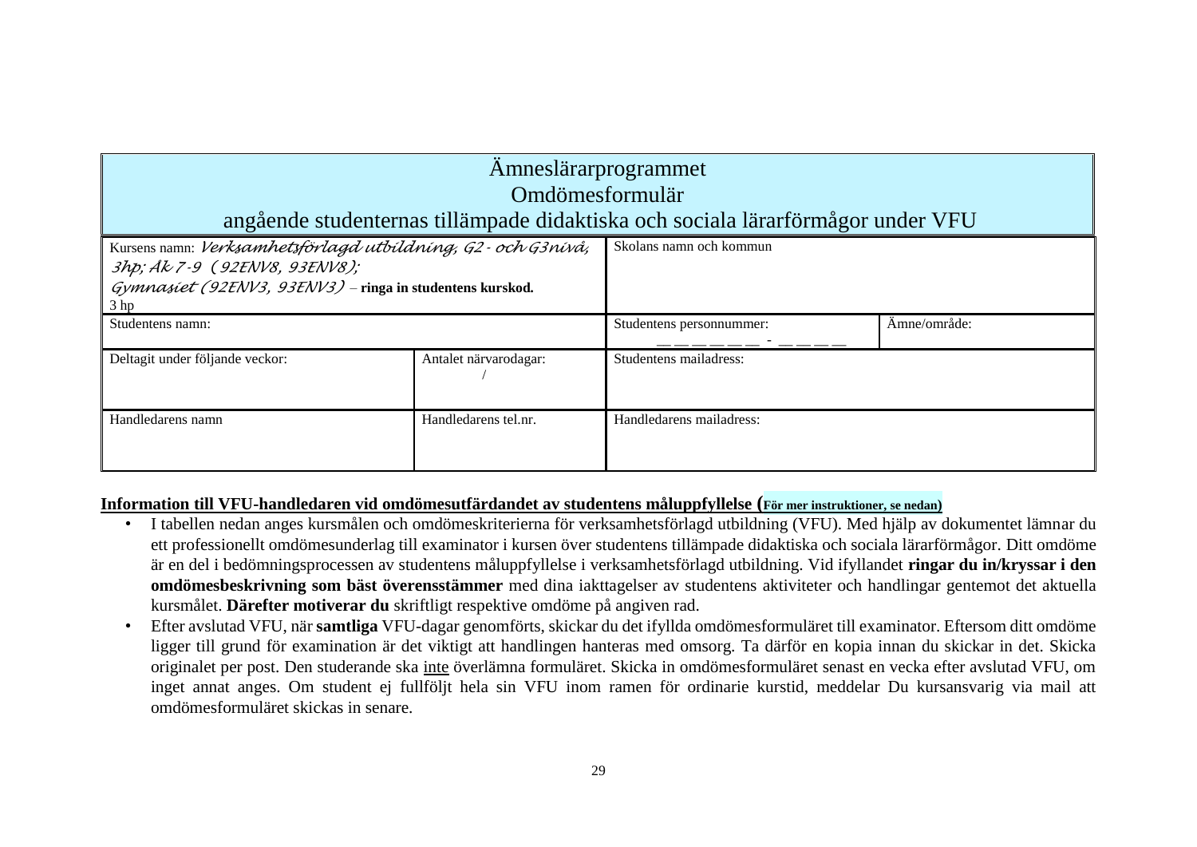| Ämneslärarprogrammet<br>Omdömesformulär<br>angående studenternas tillämpade didaktiska och sociala lärarförmågor under VFU | | | |
|---|---|---|---|
| Kursens namn: *Verksamhetsförlagd utbildning, G2 - och G3nivå, 3hp; Åk 7-9 (92ENV8, 93ENV8); Gymnasiet (92ENV3, 93ENV3)* – **ringa in studentens kurskod.**<br>3 hp | | Skolans namn och kommun | |
| Studentens namn: | | Studentens personnummer:<br>_ _ _ _ _ _ - _ _ _ _ | Ämne/område: |
| Deltagit under följande veckor: | Antalet närvarodagar:<br>/ | Studentens mailadress: | |
| Handledarens namn | Handledarens tel.nr. | Handledarens mailadress: | |

**Information till VFU-handledaren vid omdömesutfärdandet av studentens måluppfyllelse (För mer instruktioner, se nedan)**

- I tabellen nedan anges kursmålen och omdömeskriterierna för verksamhetsförlagd utbildning (VFU). Med hjälp av dokumentet lämnar du ett professionellt omdömesunderlag till examinator i kursen över studentens tillämpade didaktiska och sociala lärarförmågor. Ditt omdöme är en del i bedömningsprocessen av studentens måluppfyllelse i verksamhetsförlagd utbildning. Vid ifyllandet **ringar du in/kryssar i den omdömesbeskrivning som bäst överensstämmer** med dina iakttagelser av studentens aktiviteter och handlingar gentemot det aktuella kursmålet. **Därefter motiverar du** skriftligt respektive omdöme på angiven rad.
- Efter avslutad VFU, när **samtliga** VFU-dagar genomförts, skickar du det ifyllda omdömesformuläret till examinator. Eftersom ditt omdöme ligger till grund för examination är det viktigt att handlingen hanteras med omsorg. Ta därför en kopia innan du skickar in det. Skicka originalet per post. Den studerande ska <u>inte</u> överlämna formuläret. Skicka in omdömesformuläret senast en vecka efter avslutad VFU, om inget annat anges. Om student ej fullföljt hela sin VFU inom ramen för ordinarie kurstid, meddelar Du kursansvarig via mail att omdömesformuläret skickas in senare.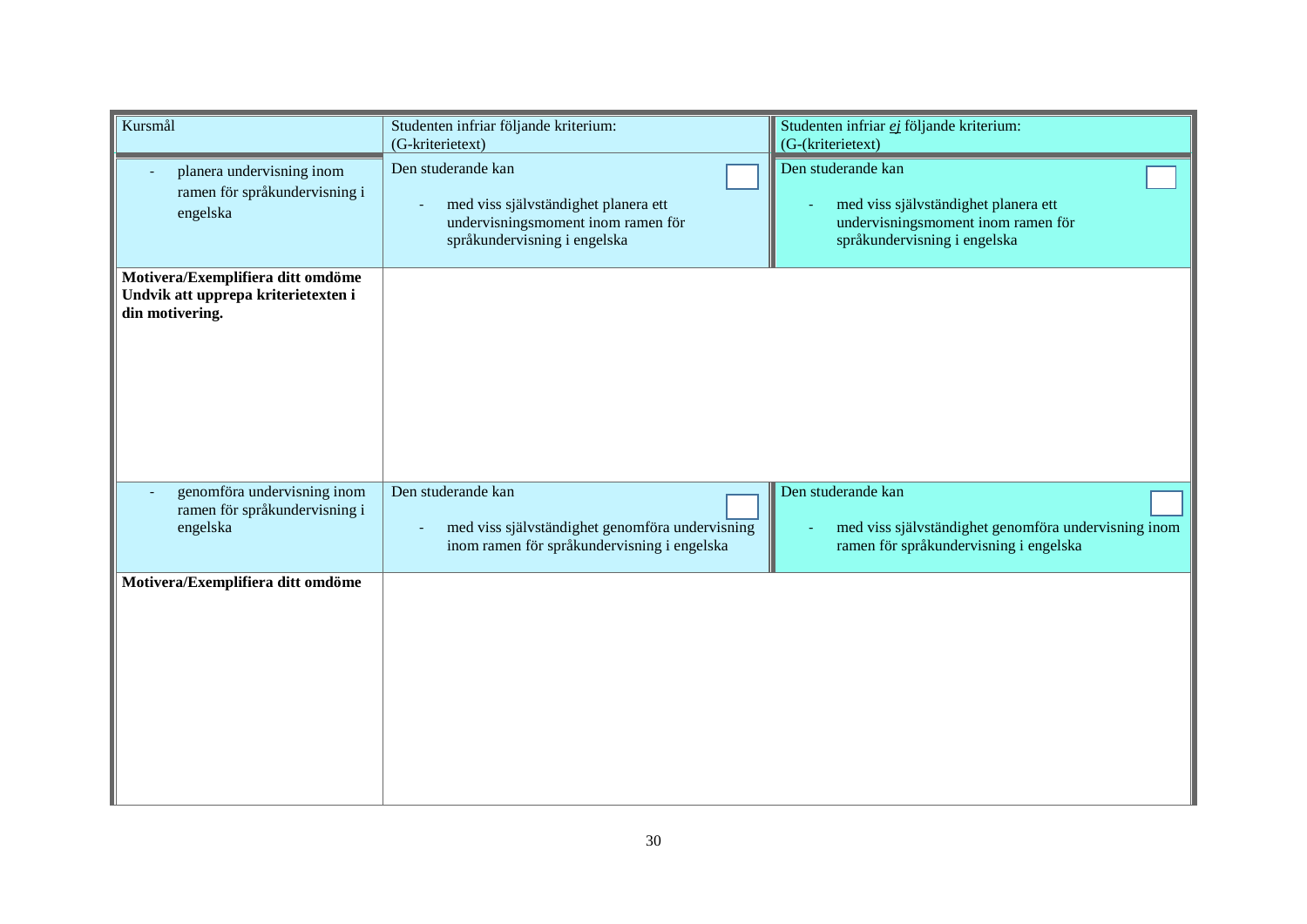| Kursmål | Studenten infriar följande kriterium: (G-kriterietext) | Studenten infriar *ej* följande kriterium: (G-(kriterietext) |
| --- | --- | --- |
| - planera undervisning inom ramen för språkundervisning i engelska | Den studerande kan ☐ <br> - med viss självständighet planera ett undervisningsmoment inom ramen för språkundervisning i engelska | Den studerande kan ☐ <br> - med viss självständighet planera ett undervisningsmoment inom ramen för språkundervisning i engelska |
| **Motivera/Exemplifiera ditt omdöme Undvik att upprepa kriterietexten i din motivering.** | | |
| - genomföra undervisning inom ramen för språkundervisning i engelska | Den studerande kan ☐ <br> - med viss självständighet genomföra undervisning inom ramen för språkundervisning i engelska | Den studerande kan ☐ <br> - med viss självständighet genomföra undervisning inom ramen för språkundervisning i engelska |
| **Motivera/Exemplifiera ditt omdöme** | | |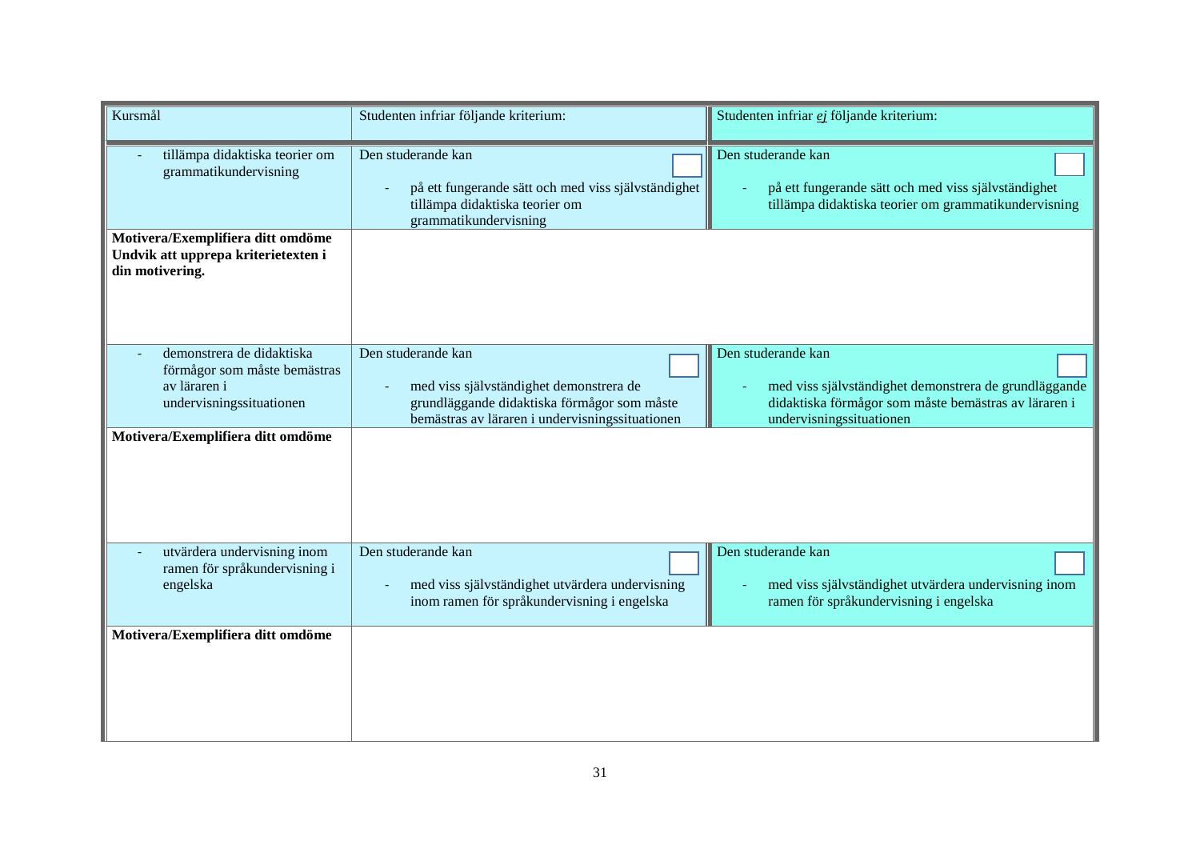| Kursmål | Studenten infriar följande kriterium: | Studenten infriar *ej* följande kriterium: |
| --- | --- | --- |
| - tillämpa didaktiska teorier om grammatikundervisning | Den studerande kan<br>- på ett fungerande sätt och med viss självständighet tillämpa didaktiska teorier om grammatikundervisning | Den studerande kan<br>- på ett fungerande sätt och med viss självständighet tillämpa didaktiska teorier om grammatikundervisning |
| **Motivera/Exemplifiera ditt omdöme Undvik att upprepa kriterietexten i din motivering.** | | |
| - demonstrera de didaktiska förmågor som måste bemästras av läraren i undervisningssituationen | Den studerande kan<br>- med viss självständighet demonstrera de grundläggande didaktiska förmågor som måste bemästras av läraren i undervisningssituationen | Den studerande kan<br>- med viss självständighet demonstrera de grundläggande didaktiska förmågor som måste bemästras av läraren i undervisningssituationen |
| **Motivera/Exemplifiera ditt omdöme** | | |
| - utvärdera undervisning inom ramen för språkundervisning i engelska | Den studerande kan<br>- med viss självständighet utvärdera undervisning inom ramen för språkundervisning i engelska | Den studerande kan<br>- med viss självständighet utvärdera undervisning inom ramen för språkundervisning i engelska |
| **Motivera/Exemplifiera ditt omdöme** | | |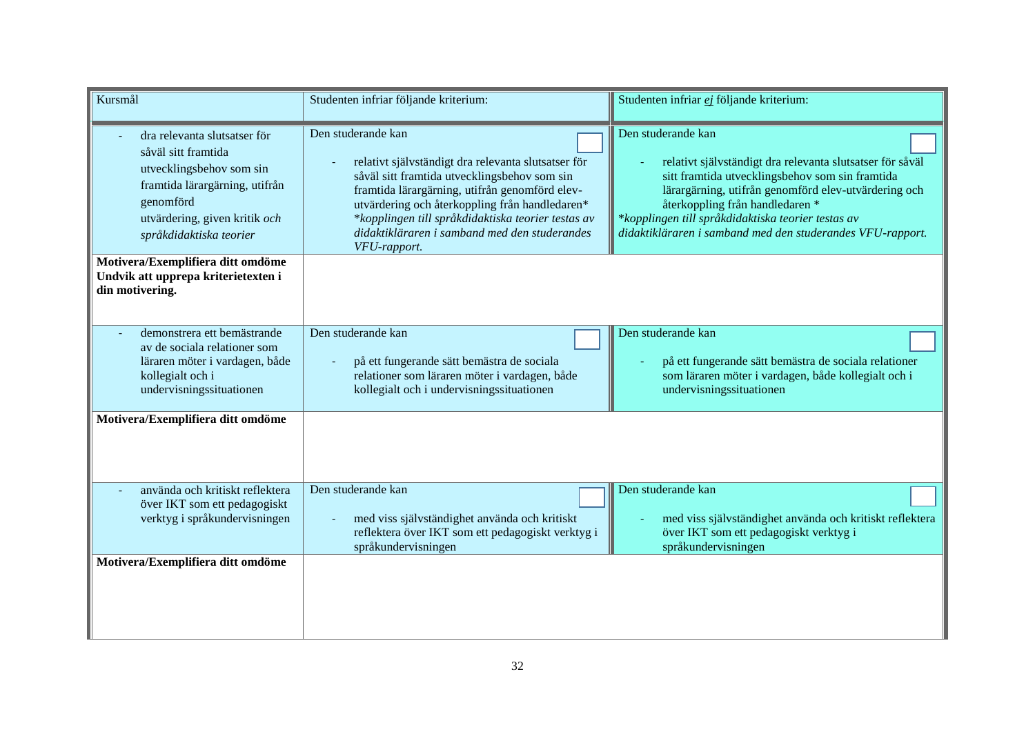| Kursmål | Studenten infriar följande kriterium: | Studenten infriar *ej* följande kriterium: |
|---|---|---|
| - dra relevanta slutsatser för såväl sitt framtida utvecklingsbehov som sin framtida lärargärning, utifrån genomförd utvärdering, given kritik *och språkdidaktiska teorier* | Den studerande kan ☐<br><br>- relativt självständigt dra relevanta slutsatser för såväl sitt framtida utvecklingsbehov som sin framtida lärargärning, utifrån genomförd elev-utvärdering och återkoppling från handledaren*<br>**kopplingen till språkdidaktiska teorier testas av didaktikläraren i samband med den studerandes VFU-rapport.* | Den studerande kan ☐<br><br>- relativt självständigt dra relevanta slutsatser för såväl sitt framtida utvecklingsbehov som sin framtida lärargärning, utifrån genomförd elev-utvärdering och återkoppling från handledaren *<br>**kopplingen till språkdidaktiska teorier testas av didaktikläraren i samband med den studerandes VFU-rapport.* |
| **Motivera/Exemplifiera ditt omdöme Undvik att upprepa kriterietexten i din motivering.** | | |
| - demonstrera ett bemästrande av de sociala relationer som läraren möter i vardagen, både kollegialt och i undervisningssituationen | Den studerande kan ☐<br><br>- på ett fungerande sätt bemästra de sociala relationer som läraren möter i vardagen, både kollegialt och i undervisningssituationen | Den studerande kan ☐<br><br>- på ett fungerande sätt bemästra de sociala relationer som läraren möter i vardagen, både kollegialt och i undervisningssituationen |
| **Motivera/Exemplifiera ditt omdöme** | | |
| - använda och kritiskt reflektera över IKT som ett pedagogiskt verktyg i språkundervisningen | Den studerande kan ☐<br><br>- med viss självständighet använda och kritiskt reflektera över IKT som ett pedagogiskt verktyg i språkundervisningen | Den studerande kan ☐<br><br>- med viss självständighet använda och kritiskt reflektera över IKT som ett pedagogiskt verktyg i språkundervisningen |
| **Motivera/Exemplifiera ditt omdöme** | | |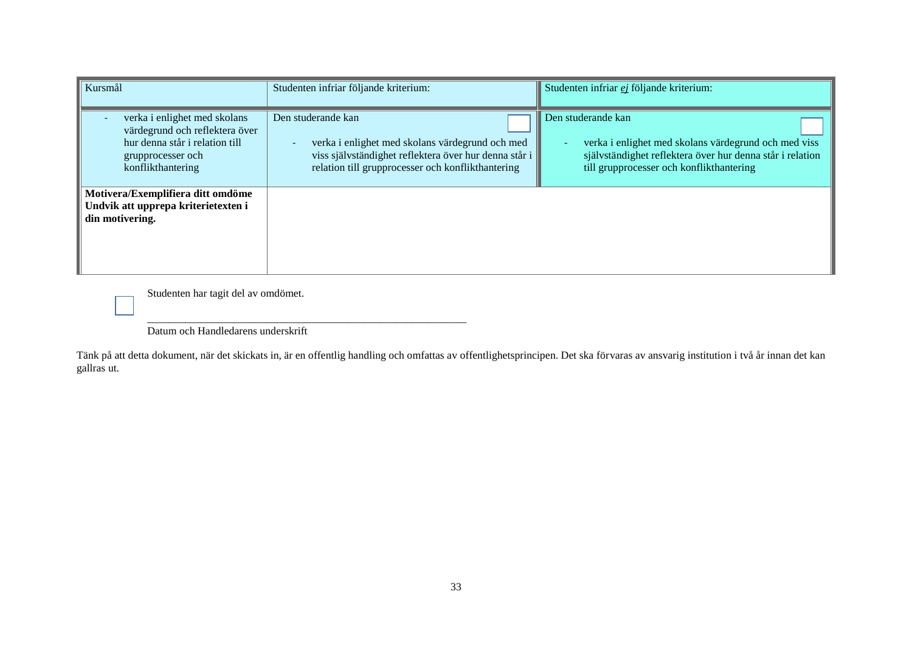| Kursmål | Studenten infriar följande kriterium: | Studenten infriar *ej* följande kriterium: |
|---|---|---|
| - verka i enlighet med skolans värdegrund och reflektera över hur denna står i relation till grupprocesser och konflikthantering | Den studerande kan <br> - verka i enlighet med skolans värdegrund och med viss självständighet reflektera över hur denna står i relation till grupprocesser och konflikthantering | Den studerande kan <br> - verka i enlighet med skolans värdegrund och med viss självständighet reflektera över hur denna står i relation till grupprocesser och konflikthantering |
| **Motivera/Exemplifiera ditt omdöme Undvik att upprepa kriterietexten i din motivering.** | | |

☐ Studenten har tagit del av omdömet.

_______________________________________________________________

Datum och Handledarens underskrift

Tänk på att detta dokument, när det skickats in, är en offentlig handling och omfattas av offentlighetsprincipen. Det ska förvaras av ansvarig institution i två år innan det kan gallras ut.